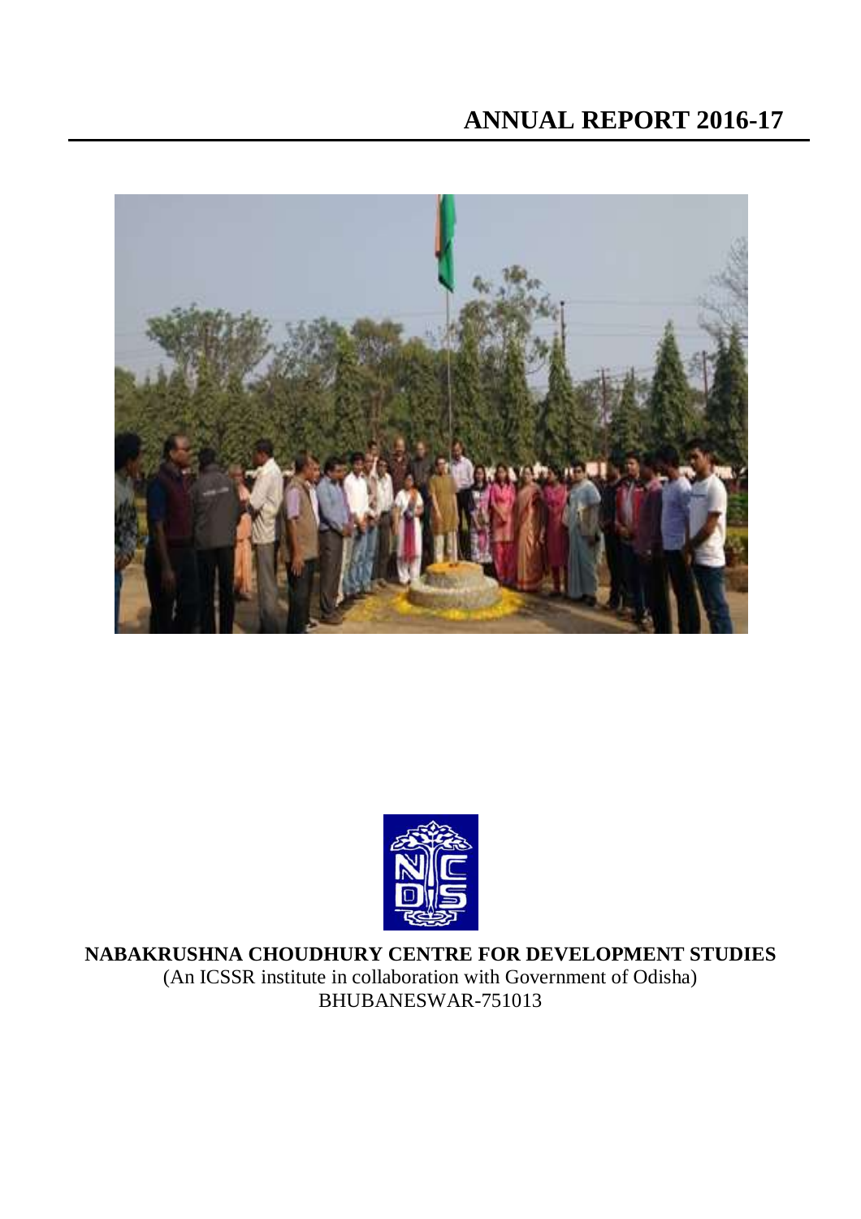# ANNUAL REPORT 2016-17

**NABAKRUSHNA CHOUDHURY CENTRE FOR DEVELOPMENT STUDIES**

(An ICSSR institute in collaboration with Government of Odisha)

BHUBANESWAR-751013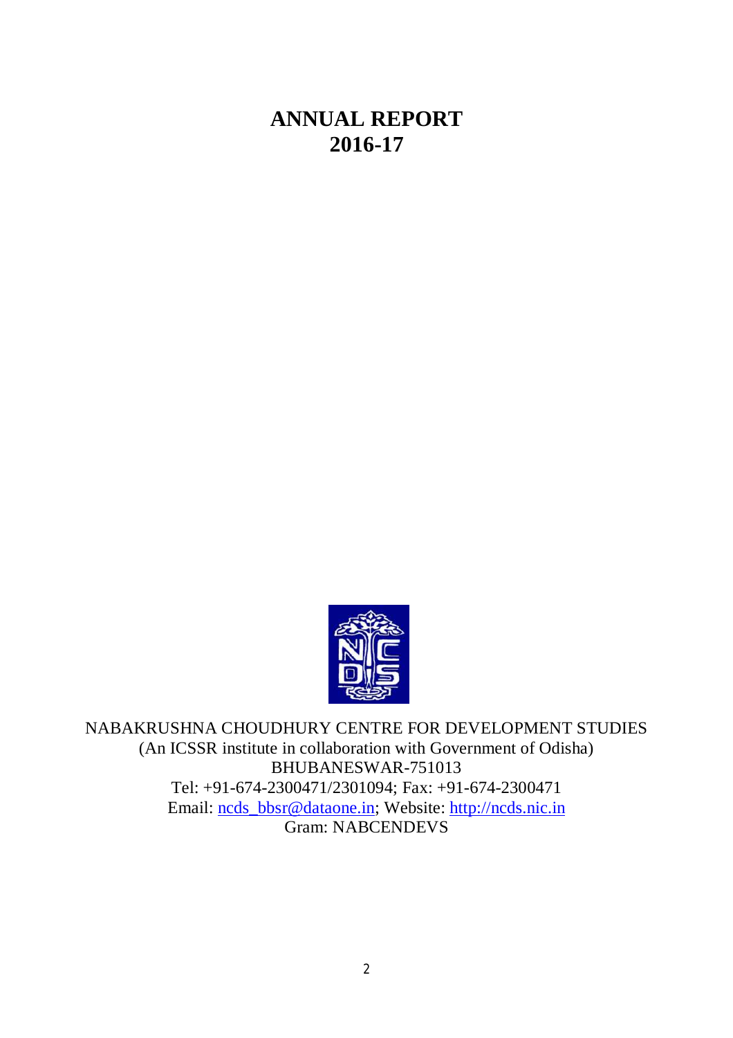# ANNUAL REPORT
# 2016-17

NABAKRUSHNA CHOUDHURY CENTRE FOR DEVELOPMENT STUDIES
(An ICSSR institute in collaboration with Government of Odisha)
BHUBANESWAR-751013
Tel: +91-674-2300471/2301094; Fax: +91-674-2300471
Email: ncds_bbsr@dataone.in; Website: http://ncds.nic.in
Gram: NABCENDEVS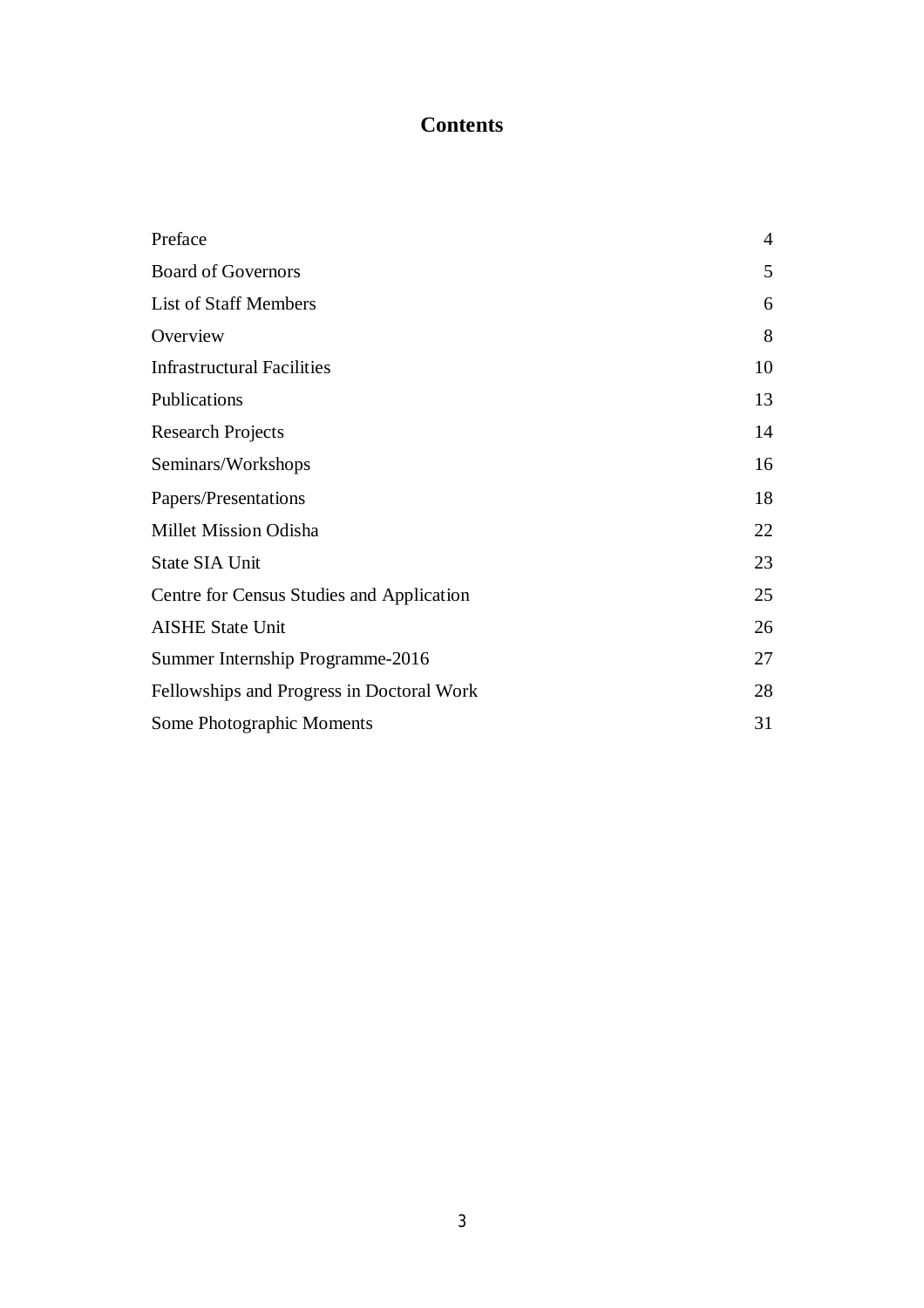# Contents

| | |
|---|---|
| Preface | 4 |
| Board of Governors | 5 |
| List of Staff Members | 6 |
| Overview | 8 |
| Infrastructural Facilities | 10 |
| Publications | 13 |
| Research Projects | 14 |
| Seminars/Workshops | 16 |
| Papers/Presentations | 18 |
| Millet Mission Odisha | 22 |
| State SIA Unit | 23 |
| Centre for Census Studies and Application | 25 |
| AISHE State Unit | 26 |
| Summer Internship Programme-2016 | 27 |
| Fellowships and Progress in Doctoral Work | 28 |
| Some Photographic Moments | 31 |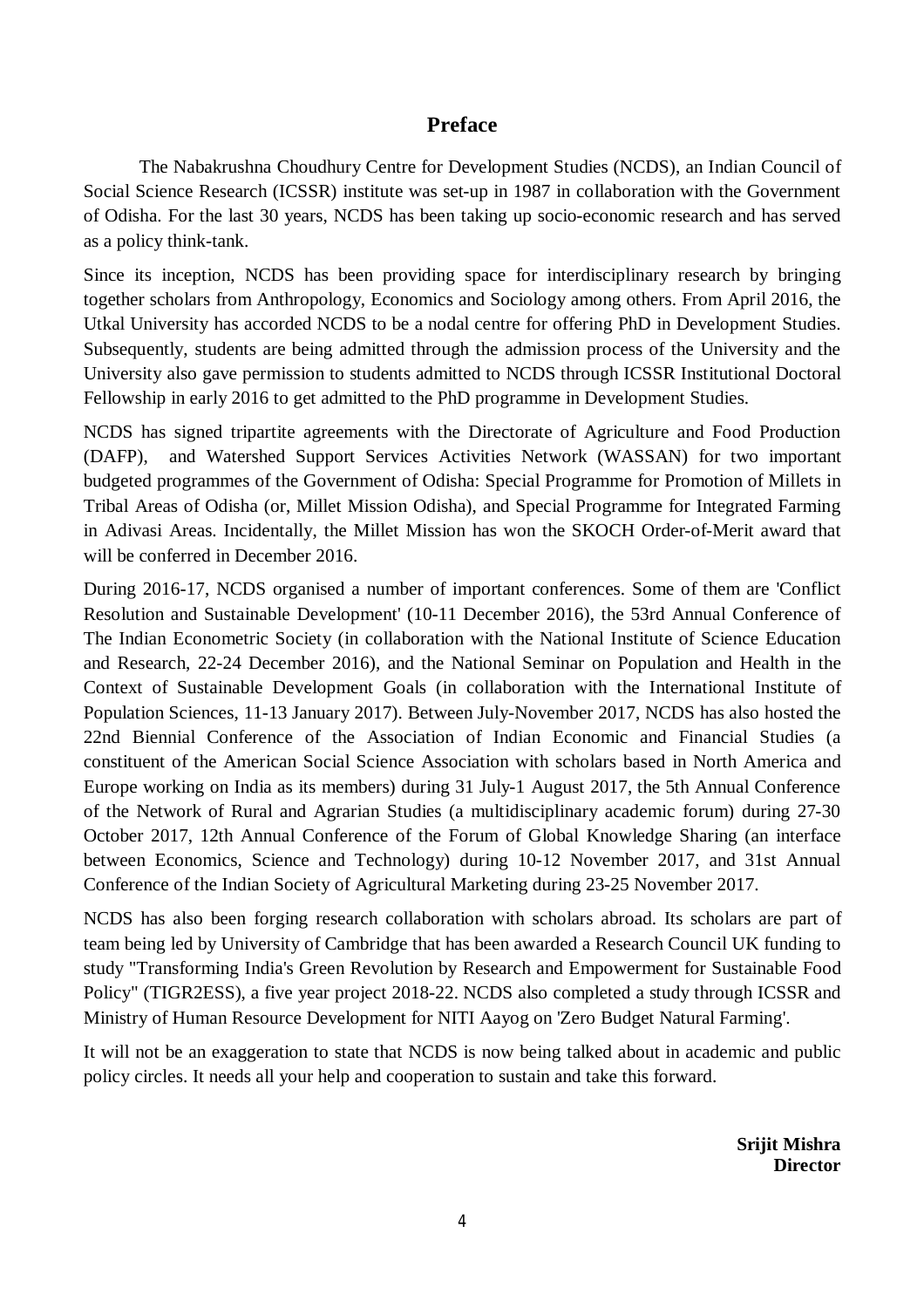## Preface

The Nabakrushna Choudhury Centre for Development Studies (NCDS), an Indian Council of Social Science Research (ICSSR) institute was set-up in 1987 in collaboration with the Government of Odisha. For the last 30 years, NCDS has been taking up socio-economic research and has served as a policy think-tank.

Since its inception, NCDS has been providing space for interdisciplinary research by bringing together scholars from Anthropology, Economics and Sociology among others. From April 2016, the Utkal University has accorded NCDS to be a nodal centre for offering PhD in Development Studies. Subsequently, students are being admitted through the admission process of the University and the University also gave permission to students admitted to NCDS through ICSSR Institutional Doctoral Fellowship in early 2016 to get admitted to the PhD programme in Development Studies.

NCDS has signed tripartite agreements with the Directorate of Agriculture and Food Production (DAFP), and Watershed Support Services Activities Network (WASSAN) for two important budgeted programmes of the Government of Odisha: Special Programme for Promotion of Millets in Tribal Areas of Odisha (or, Millet Mission Odisha), and Special Programme for Integrated Farming in Adivasi Areas. Incidentally, the Millet Mission has won the SKOCH Order-of-Merit award that will be conferred in December 2016.

During 2016-17, NCDS organised a number of important conferences. Some of them are 'Conflict Resolution and Sustainable Development' (10-11 December 2016), the 53rd Annual Conference of The Indian Econometric Society (in collaboration with the National Institute of Science Education and Research, 22-24 December 2016), and the National Seminar on Population and Health in the Context of Sustainable Development Goals (in collaboration with the International Institute of Population Sciences, 11-13 January 2017). Between July-November 2017, NCDS has also hosted the 22nd Biennial Conference of the Association of Indian Economic and Financial Studies (a constituent of the American Social Science Association with scholars based in North America and Europe working on India as its members) during 31 July-1 August 2017, the 5th Annual Conference of the Network of Rural and Agrarian Studies (a multidisciplinary academic forum) during 27-30 October 2017, 12th Annual Conference of the Forum of Global Knowledge Sharing (an interface between Economics, Science and Technology) during 10-12 November 2017, and 31st Annual Conference of the Indian Society of Agricultural Marketing during 23-25 November 2017.

NCDS has also been forging research collaboration with scholars abroad. Its scholars are part of team being led by University of Cambridge that has been awarded a Research Council UK funding to study "Transforming India's Green Revolution by Research and Empowerment for Sustainable Food Policy" (TIGR2ESS), a five year project 2018-22. NCDS also completed a study through ICSSR and Ministry of Human Resource Development for NITI Aayog on 'Zero Budget Natural Farming'.

It will not be an exaggeration to state that NCDS is now being talked about in academic and public policy circles. It needs all your help and cooperation to sustain and take this forward.

**Srijit Mishra**
**Director**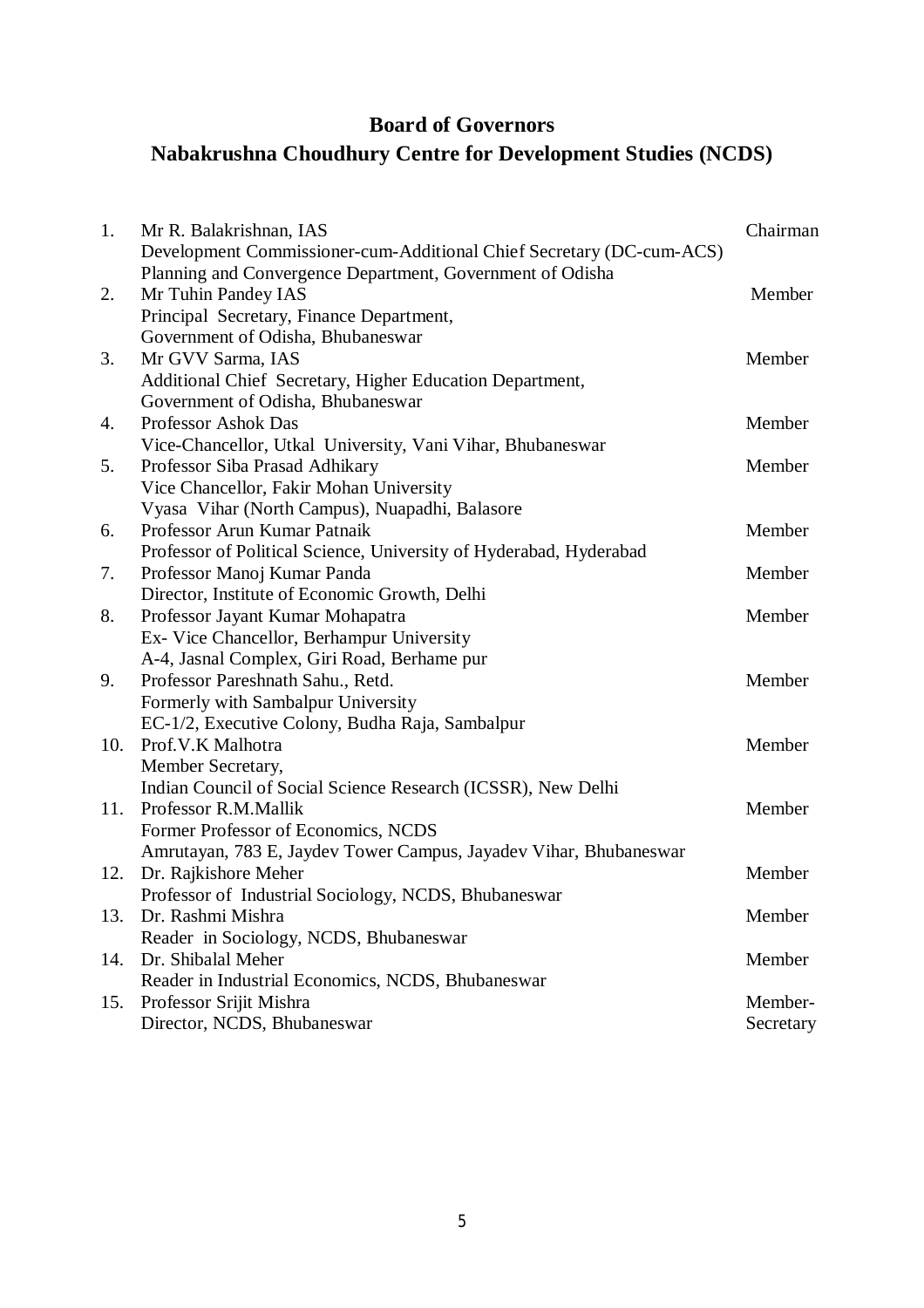# Board of Governors
# Nabakrushna Choudhury Centre for Development Studies (NCDS)

| | | |
|---|---|---|
| 1. | Mr R. Balakrishnan, IAS<br>Development Commissioner-cum-Additional Chief Secretary (DC-cum-ACS)<br>Planning and Convergence Department, Government of Odisha | Chairman |
| 2. | Mr Tuhin Pandey IAS<br>Principal Secretary, Finance Department,<br>Government of Odisha, Bhubaneswar | Member |
| 3. | Mr GVV Sarma, IAS<br>Additional Chief Secretary, Higher Education Department,<br>Government of Odisha, Bhubaneswar | Member |
| 4. | Professor Ashok Das<br>Vice-Chancellor, Utkal University, Vani Vihar, Bhubaneswar | Member |
| 5. | Professor Siba Prasad Adhikary<br>Vice Chancellor, Fakir Mohan University<br>Vyasa Vihar (North Campus), Nuapadhi, Balasore | Member |
| 6. | Professor Arun Kumar Patnaik<br>Professor of Political Science, University of Hyderabad, Hyderabad | Member |
| 7. | Professor Manoj Kumar Panda<br>Director, Institute of Economic Growth, Delhi | Member |
| 8. | Professor Jayant Kumar Mohapatra<br>Ex- Vice Chancellor, Berhampur University<br>A-4, Jasnal Complex, Giri Road, Berhame pur | Member |
| 9. | Professor Pareshnath Sahu., Retd.<br>Formerly with Sambalpur University<br>EC-1/2, Executive Colony, Budha Raja, Sambalpur | Member |
| 10. | Prof.V.K Malhotra<br>Member Secretary,<br>Indian Council of Social Science Research (ICSSR), New Delhi | Member |
| 11. | Professor R.M.Mallik<br>Former Professor of Economics, NCDS<br>Amrutayan, 783 E, Jaydev Tower Campus, Jayadev Vihar, Bhubaneswar | Member |
| 12. | Dr. Rajkishore Meher<br>Professor of Industrial Sociology, NCDS, Bhubaneswar | Member |
| 13. | Dr. Rashmi Mishra<br>Reader in Sociology, NCDS, Bhubaneswar | Member |
| 14. | Dr. Shibalal Meher<br>Reader in Industrial Economics, NCDS, Bhubaneswar | Member |
| 15. | Professor Srijit Mishra<br>Director, NCDS, Bhubaneswar | Member-Secretary |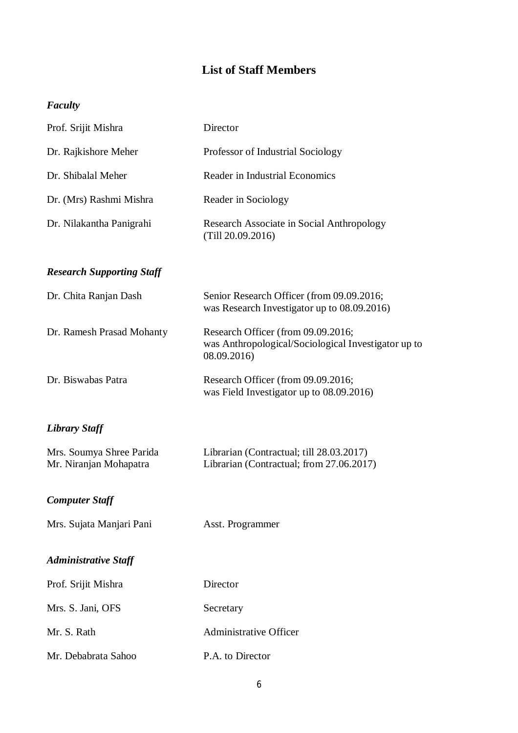## List of Staff Members

### *Faculty*

| | |
|---|---|
| Prof. Srijit Mishra | Director |
| Dr. Rajkishore Meher | Professor of Industrial Sociology |
| Dr. Shibalal Meher | Reader in Industrial Economics |
| Dr. (Mrs) Rashmi Mishra | Reader in Sociology |
| Dr. Nilakantha Panigrahi | Research Associate in Social Anthropology (Till 20.09.2016) |

### *Research Supporting Staff*

| | |
|---|---|
| Dr. Chita Ranjan Dash | Senior Research Officer (from 09.09.2016; was Research Investigator up to 08.09.2016) |
| Dr. Ramesh Prasad Mohanty | Research Officer (from 09.09.2016; was Anthropological/Sociological Investigator up to 08.09.2016) |
| Dr. Biswabas Patra | Research Officer (from 09.09.2016; was Field Investigator up to 08.09.2016) |

### *Library Staff*

| | |
|---|---|
| Mrs. Soumya Shree Parida | Librarian (Contractual; till 28.03.2017) |
| Mr. Niranjan Mohapatra | Librarian (Contractual; from 27.06.2017) |

### *Computer Staff*

| | |
|---|---|
| Mrs. Sujata Manjari Pani | Asst. Programmer |

### *Administrative Staff*

| | |
|---|---|
| Prof. Srijit Mishra | Director |
| Mrs. S. Jani, OFS | Secretary |
| Mr. S. Rath | Administrative Officer |
| Mr. Debabrata Sahoo | P.A. to Director |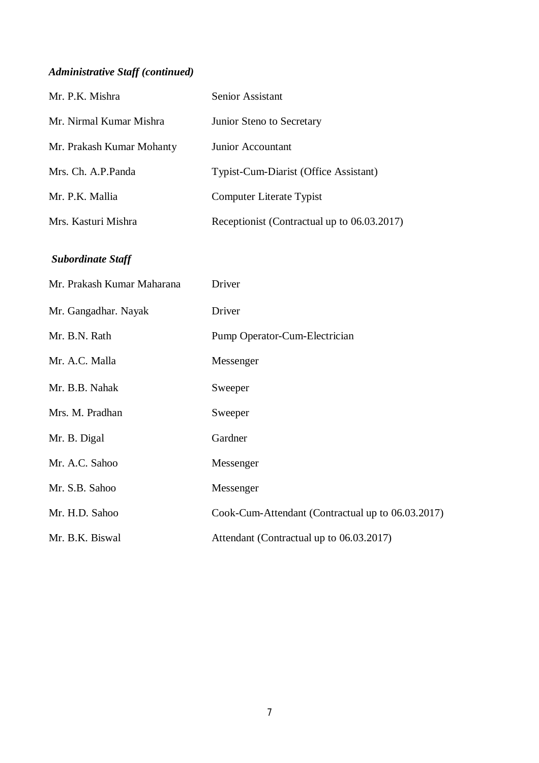### *Administrative Staff (continued)*

| | |
|---|---|
| Mr. P.K. Mishra | Senior Assistant |
| Mr. Nirmal Kumar Mishra | Junior Steno to Secretary |
| Mr. Prakash Kumar Mohanty | Junior Accountant |
| Mrs. Ch. A.P.Panda | Typist-Cum-Diarist (Office Assistant) |
| Mr. P.K. Mallia | Computer Literate Typist |
| Mrs. Kasturi Mishra | Receptionist (Contractual up to 06.03.2017) |

### *Subordinate Staff*

| | |
|---|---|
| Mr. Prakash Kumar Maharana | Driver |
| Mr. Gangadhar. Nayak | Driver |
| Mr. B.N. Rath | Pump Operator-Cum-Electrician |
| Mr. A.C. Malla | Messenger |
| Mr. B.B. Nahak | Sweeper |
| Mrs. M. Pradhan | Sweeper |
| Mr. B. Digal | Gardner |
| Mr. A.C. Sahoo | Messenger |
| Mr. S.B. Sahoo | Messenger |
| Mr. H.D. Sahoo | Cook-Cum-Attendant (Contractual up to 06.03.2017) |
| Mr. B.K. Biswal | Attendant (Contractual up to 06.03.2017) |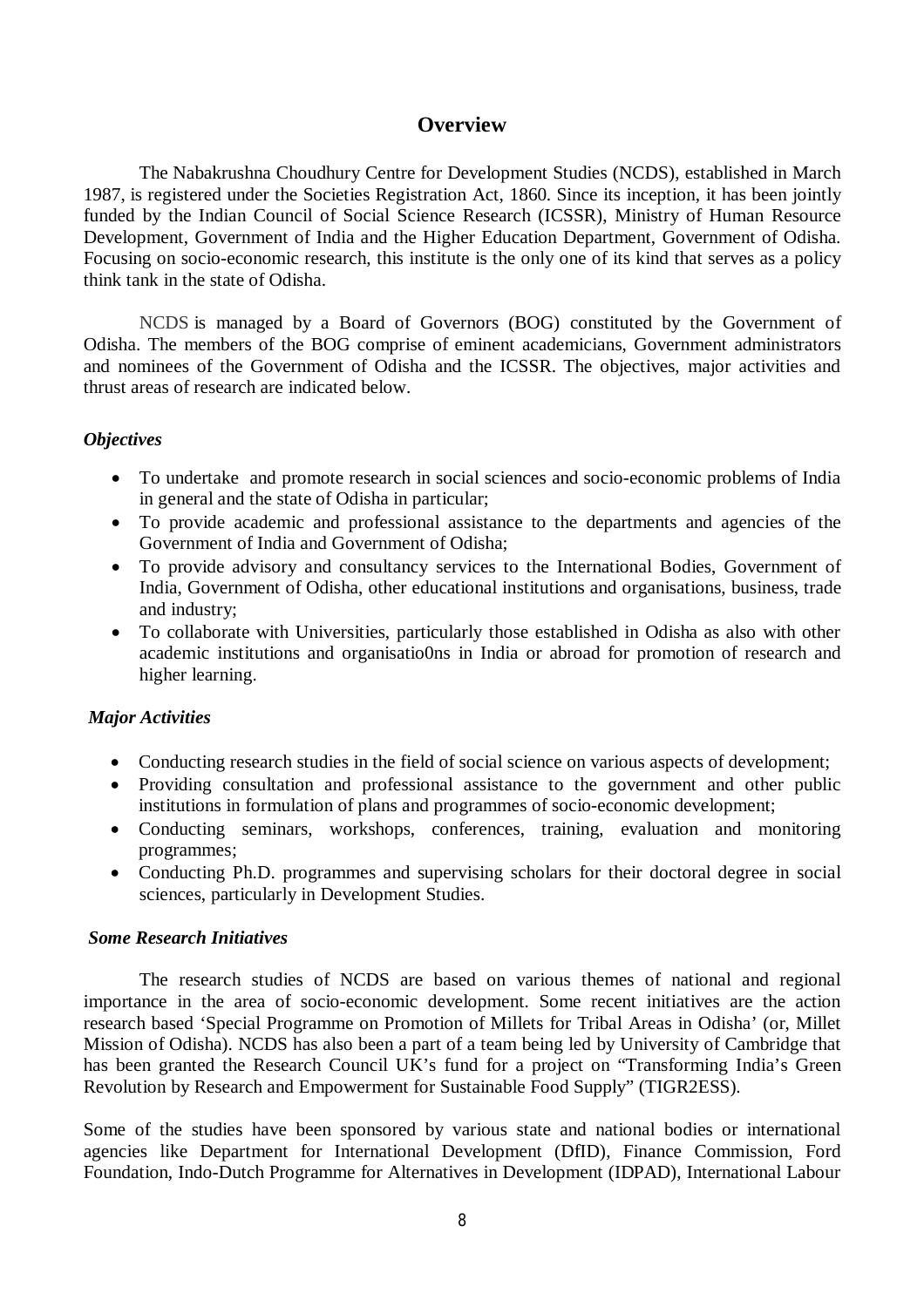# Overview

The Nabakrushna Choudhury Centre for Development Studies (NCDS), established in March 1987, is registered under the Societies Registration Act, 1860. Since its inception, it has been jointly funded by the Indian Council of Social Science Research (ICSSR), Ministry of Human Resource Development, Government of India and the Higher Education Department, Government of Odisha. Focusing on socio-economic research, this institute is the only one of its kind that serves as a policy think tank in the state of Odisha.

NCDS is managed by a Board of Governors (BOG) constituted by the Government of Odisha. The members of the BOG comprise of eminent academicians, Government administrators and nominees of the Government of Odisha and the ICSSR. The objectives, major activities and thrust areas of research are indicated below.

### *Objectives*

- To undertake and promote research in social sciences and socio-economic problems of India in general and the state of Odisha in particular;
- To provide academic and professional assistance to the departments and agencies of the Government of India and Government of Odisha;
- To provide advisory and consultancy services to the International Bodies, Government of India, Government of Odisha, other educational institutions and organisations, business, trade and industry;
- To collaborate with Universities, particularly those established in Odisha as also with other academic institutions and organisatio0ns in India or abroad for promotion of research and higher learning.

### *Major Activities*

- Conducting research studies in the field of social science on various aspects of development;
- Providing consultation and professional assistance to the government and other public institutions in formulation of plans and programmes of socio-economic development;
- Conducting seminars, workshops, conferences, training, evaluation and monitoring programmes;
- Conducting Ph.D. programmes and supervising scholars for their doctoral degree in social sciences, particularly in Development Studies.

### *Some Research Initiatives*

The research studies of NCDS are based on various themes of national and regional importance in the area of socio-economic development. Some recent initiatives are the action research based 'Special Programme on Promotion of Millets for Tribal Areas in Odisha' (or, Millet Mission of Odisha). NCDS has also been a part of a team being led by University of Cambridge that has been granted the Research Council UK's fund for a project on "Transforming India's Green Revolution by Research and Empowerment for Sustainable Food Supply" (TIGR2ESS).

Some of the studies have been sponsored by various state and national bodies or international agencies like Department for International Development (DfID), Finance Commission, Ford Foundation, Indo-Dutch Programme for Alternatives in Development (IDPAD), International Labour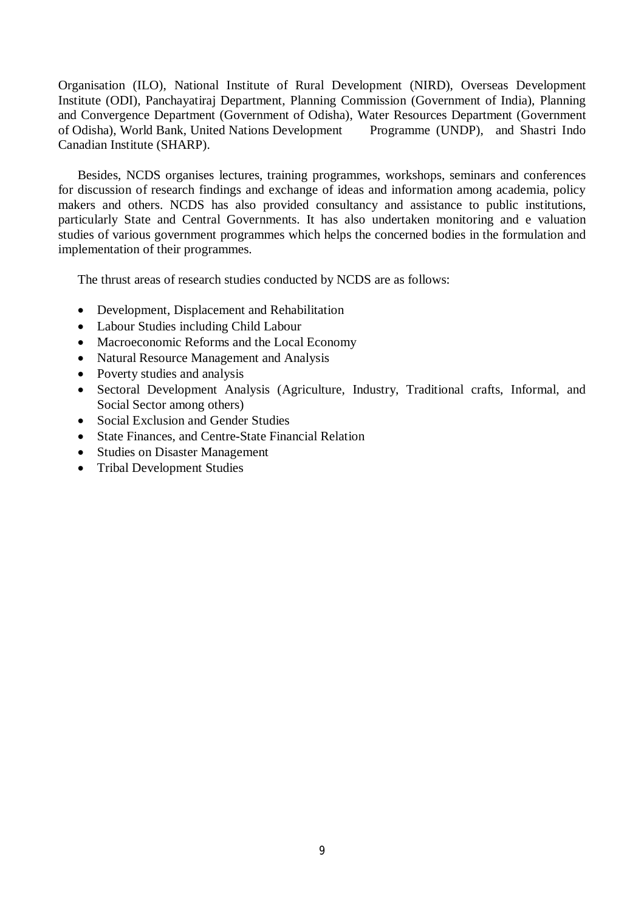Organisation (ILO), National Institute of Rural Development (NIRD), Overseas Development Institute (ODI), Panchayatiraj Department, Planning Commission (Government of India), Planning and Convergence Department (Government of Odisha), Water Resources Department (Government of Odisha), World Bank, United Nations Development Programme (UNDP), and Shastri Indo Canadian Institute (SHARP).

Besides, NCDS organises lectures, training programmes, workshops, seminars and conferences for discussion of research findings and exchange of ideas and information among academia, policy makers and others. NCDS has also provided consultancy and assistance to public institutions, particularly State and Central Governments. It has also undertaken monitoring and e valuation studies of various government programmes which helps the concerned bodies in the formulation and implementation of their programmes.

The thrust areas of research studies conducted by NCDS are as follows:

- Development, Displacement and Rehabilitation
- Labour Studies including Child Labour
- Macroeconomic Reforms and the Local Economy
- Natural Resource Management and Analysis
- Poverty studies and analysis
- Sectoral Development Analysis (Agriculture, Industry, Traditional crafts, Informal, and Social Sector among others)
- Social Exclusion and Gender Studies
- State Finances, and Centre-State Financial Relation
- Studies on Disaster Management
- Tribal Development Studies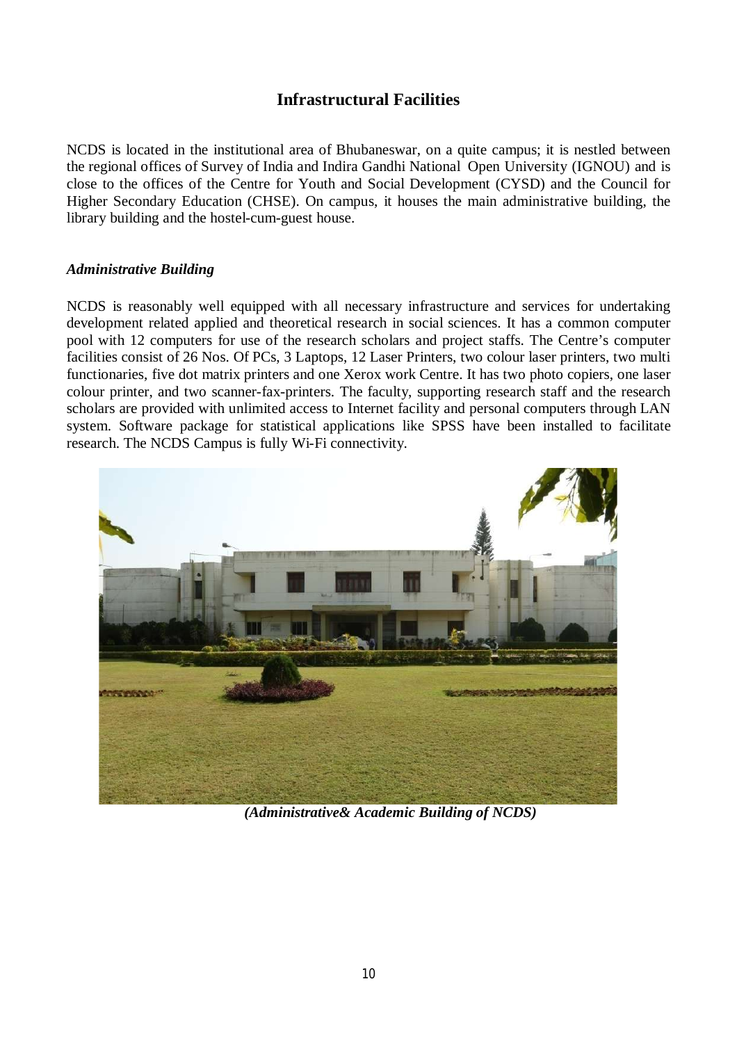## Infrastructural Facilities

NCDS is located in the institutional area of Bhubaneswar, on a quite campus; it is nestled between the regional offices of Survey of India and Indira Gandhi National Open University (IGNOU) and is close to the offices of the Centre for Youth and Social Development (CYSD) and the Council for Higher Secondary Education (CHSE). On campus, it houses the main administrative building, the library building and the hostel-cum-guest house.

### *Administrative Building*

NCDS is reasonably well equipped with all necessary infrastructure and services for undertaking development related applied and theoretical research in social sciences. It has a common computer pool with 12 computers for use of the research scholars and project staffs. The Centre's computer facilities consist of 26 Nos. Of PCs, 3 Laptops, 12 Laser Printers, two colour laser printers, two multi functionaries, five dot matrix printers and one Xerox work Centre. It has two photo copiers, one laser colour printer, and two scanner-fax-printers. The faculty, supporting research staff and the research scholars are provided with unlimited access to Internet facility and personal computers through LAN system. Software package for statistical applications like SPSS have been installed to facilitate research. The NCDS Campus is fully Wi-Fi connectivity.

***(Administrative& Academic Building of NCDS)***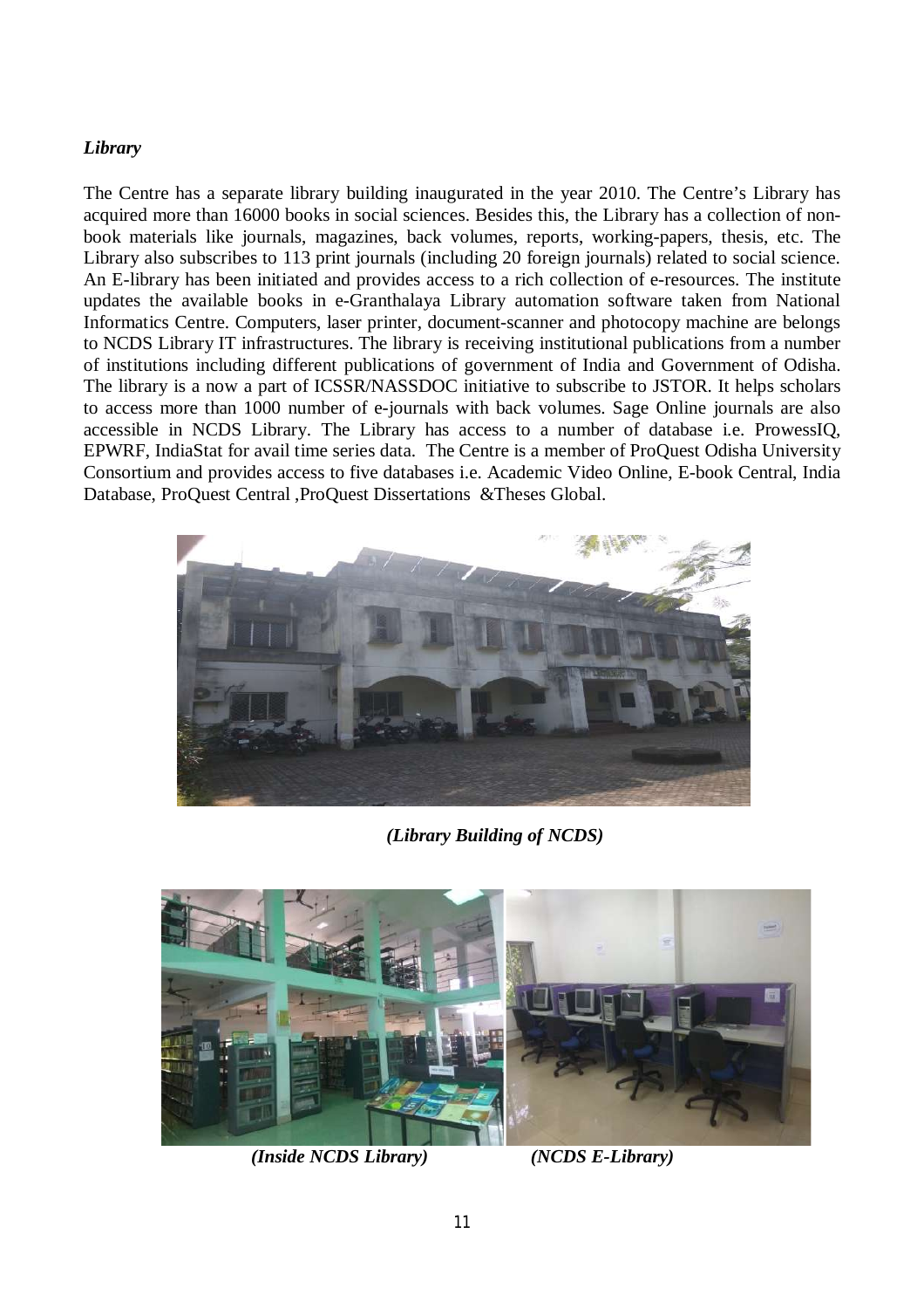*Library*

The Centre has a separate library building inaugurated in the year 2010. The Centre's Library has acquired more than 16000 books in social sciences. Besides this, the Library has a collection of non-book materials like journals, magazines, back volumes, reports, working-papers, thesis, etc. The Library also subscribes to 113 print journals (including 20 foreign journals) related to social science. An E-library has been initiated and provides access to a rich collection of e-resources. The institute updates the available books in e-Granthalaya Library automation software taken from National Informatics Centre. Computers, laser printer, document-scanner and photocopy machine are belongs to NCDS Library IT infrastructures. The library is receiving institutional publications from a number of institutions including different publications of government of India and Government of Odisha. The library is a now a part of ICSSR/NASSDOC initiative to subscribe to JSTOR. It helps scholars to access more than 1000 number of e-journals with back volumes. Sage Online journals are also accessible in NCDS Library. The Library has access to a number of database i.e. ProwessIQ, EPWRF, IndiaStat for avail time series data. The Centre is a member of ProQuest Odisha University Consortium and provides access to five databases i.e. Academic Video Online, E-book Central, India Database, ProQuest Central ,ProQuest Dissertations &Theses Global.

***(Library Building of NCDS)***

***(Inside NCDS Library)*** ***(NCDS E-Library)***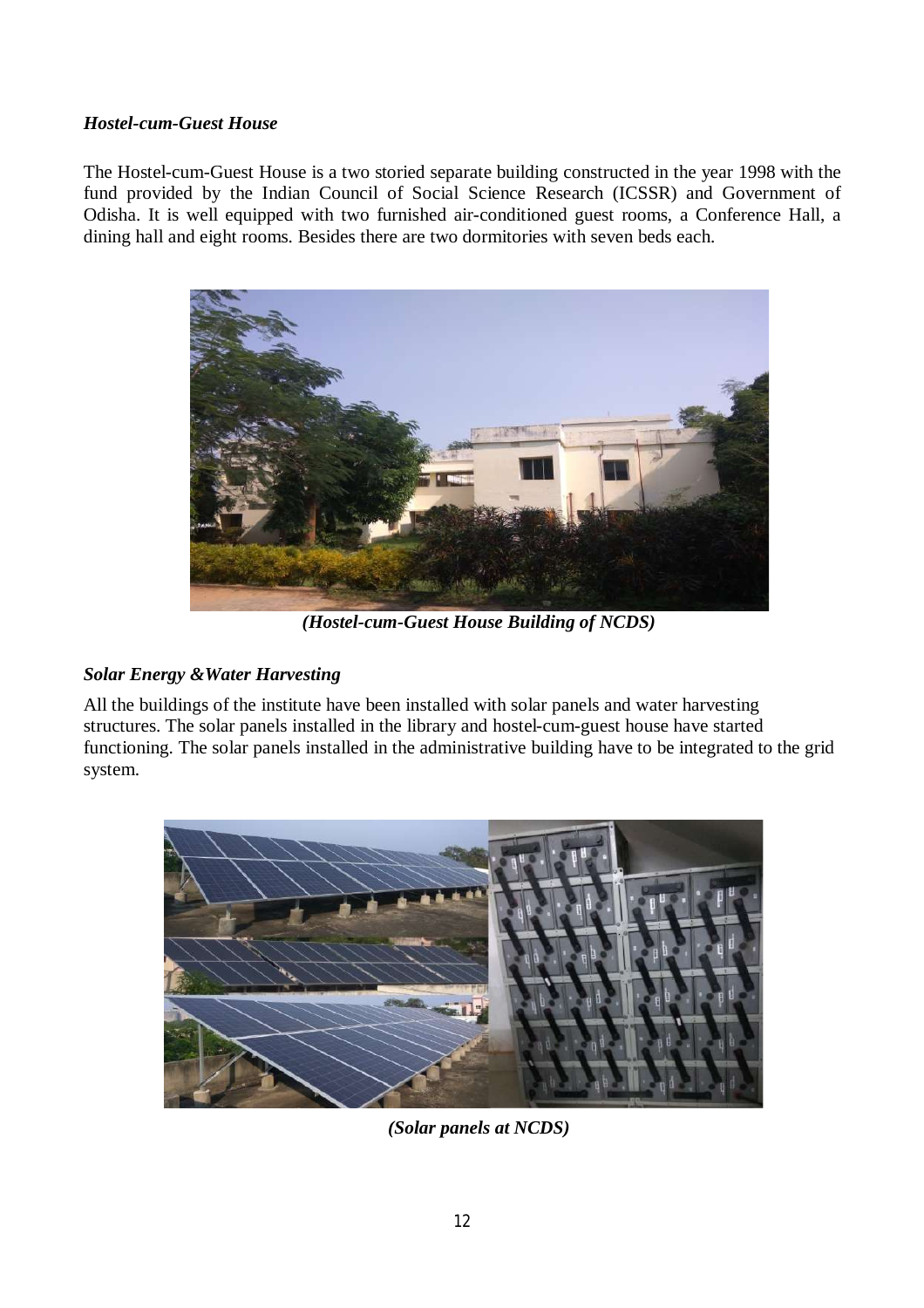### *Hostel-cum-Guest House*

The Hostel-cum-Guest House is a two storied separate building constructed in the year 1998 with the fund provided by the Indian Council of Social Science Research (ICSSR) and Government of Odisha. It is well equipped with two furnished air-conditioned guest rooms, a Conference Hall, a dining hall and eight rooms. Besides there are two dormitories with seven beds each.

***(Hostel-cum-Guest House Building of NCDS)***

### *Solar Energy &Water Harvesting*

All the buildings of the institute have been installed with solar panels and water harvesting structures. The solar panels installed in the library and hostel-cum-guest house have started functioning. The solar panels installed in the administrative building have to be integrated to the grid system.

***(Solar panels at NCDS)***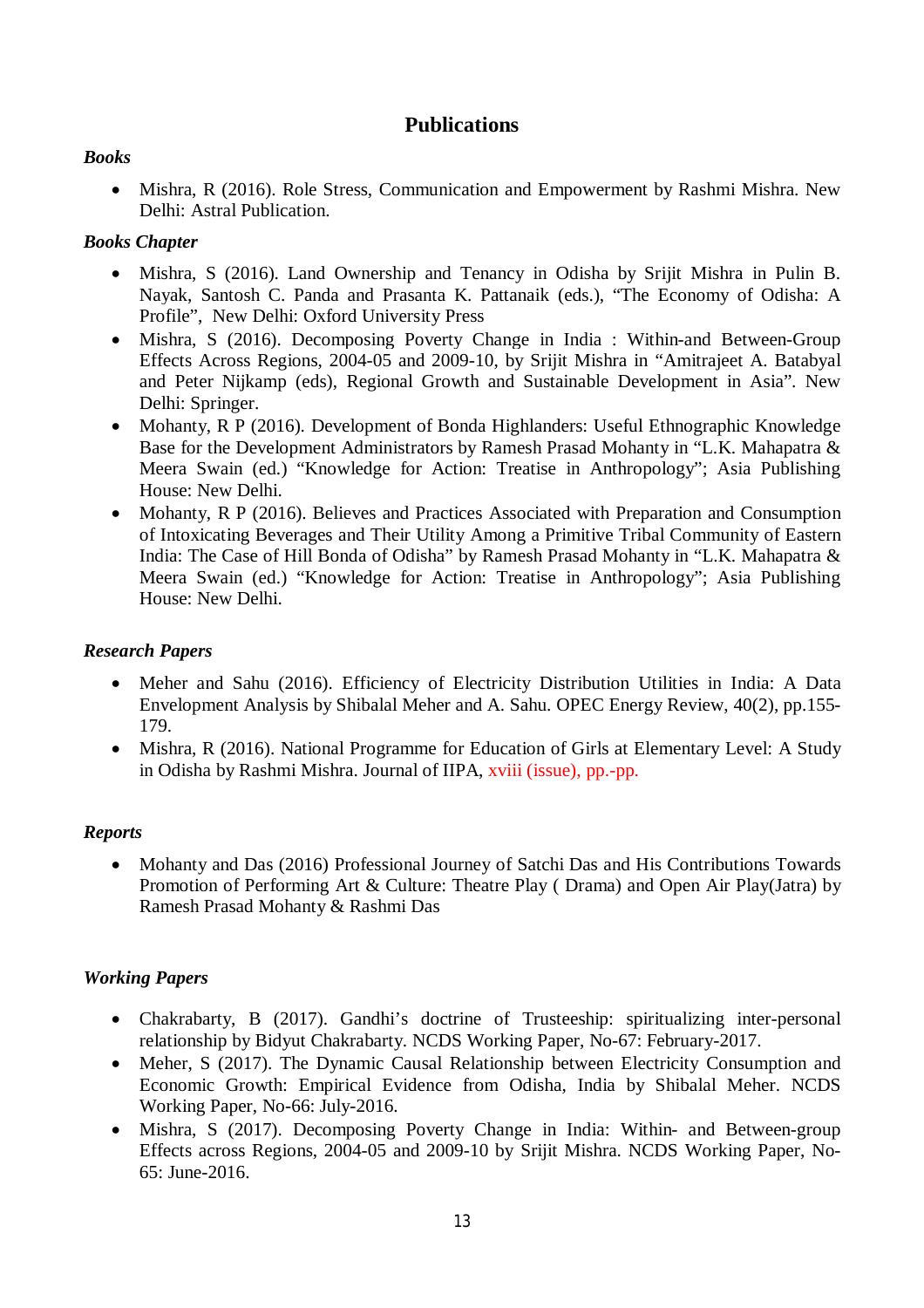# Publications

### *Books*

- Mishra, R (2016). Role Stress, Communication and Empowerment by Rashmi Mishra. New Delhi: Astral Publication.

### *Books Chapter*

- Mishra, S (2016). Land Ownership and Tenancy in Odisha by Srijit Mishra in Pulin B. Nayak, Santosh C. Panda and Prasanta K. Pattanaik (eds.), "The Economy of Odisha: A Profile", New Delhi: Oxford University Press
- Mishra, S (2016). Decomposing Poverty Change in India : Within-and Between-Group Effects Across Regions, 2004-05 and 2009-10, by Srijit Mishra in "Amitrajeet A. Batabyal and Peter Nijkamp (eds), Regional Growth and Sustainable Development in Asia". New Delhi: Springer.
- Mohanty, R P (2016). Development of Bonda Highlanders: Useful Ethnographic Knowledge Base for the Development Administrators by Ramesh Prasad Mohanty in "L.K. Mahapatra & Meera Swain (ed.) "Knowledge for Action: Treatise in Anthropology"; Asia Publishing House: New Delhi.
- Mohanty, R P (2016). Believes and Practices Associated with Preparation and Consumption of Intoxicating Beverages and Their Utility Among a Primitive Tribal Community of Eastern India: The Case of Hill Bonda of Odisha" by Ramesh Prasad Mohanty in "L.K. Mahapatra & Meera Swain (ed.) "Knowledge for Action: Treatise in Anthropology"; Asia Publishing House: New Delhi.

### *Research Papers*

- Meher and Sahu (2016). Efficiency of Electricity Distribution Utilities in India: A Data Envelopment Analysis by Shibalal Meher and A. Sahu. OPEC Energy Review, 40(2), pp.155-179.
- Mishra, R (2016). National Programme for Education of Girls at Elementary Level: A Study in Odisha by Rashmi Mishra. Journal of IIPA, xviii (issue), pp.-pp.

### *Reports*

- Mohanty and Das (2016) Professional Journey of Satchi Das and His Contributions Towards Promotion of Performing Art & Culture: Theatre Play ( Drama) and Open Air Play(Jatra) by Ramesh Prasad Mohanty & Rashmi Das

### *Working Papers*

- Chakrabarty, B (2017). Gandhi's doctrine of Trusteeship: spiritualizing inter-personal relationship by Bidyut Chakrabarty. NCDS Working Paper, No-67: February-2017.
- Meher, S (2017). The Dynamic Causal Relationship between Electricity Consumption and Economic Growth: Empirical Evidence from Odisha, India by Shibalal Meher. NCDS Working Paper, No-66: July-2016.
- Mishra, S (2017). Decomposing Poverty Change in India: Within- and Between-group Effects across Regions, 2004-05 and 2009-10 by Srijit Mishra. NCDS Working Paper, No-65: June-2016.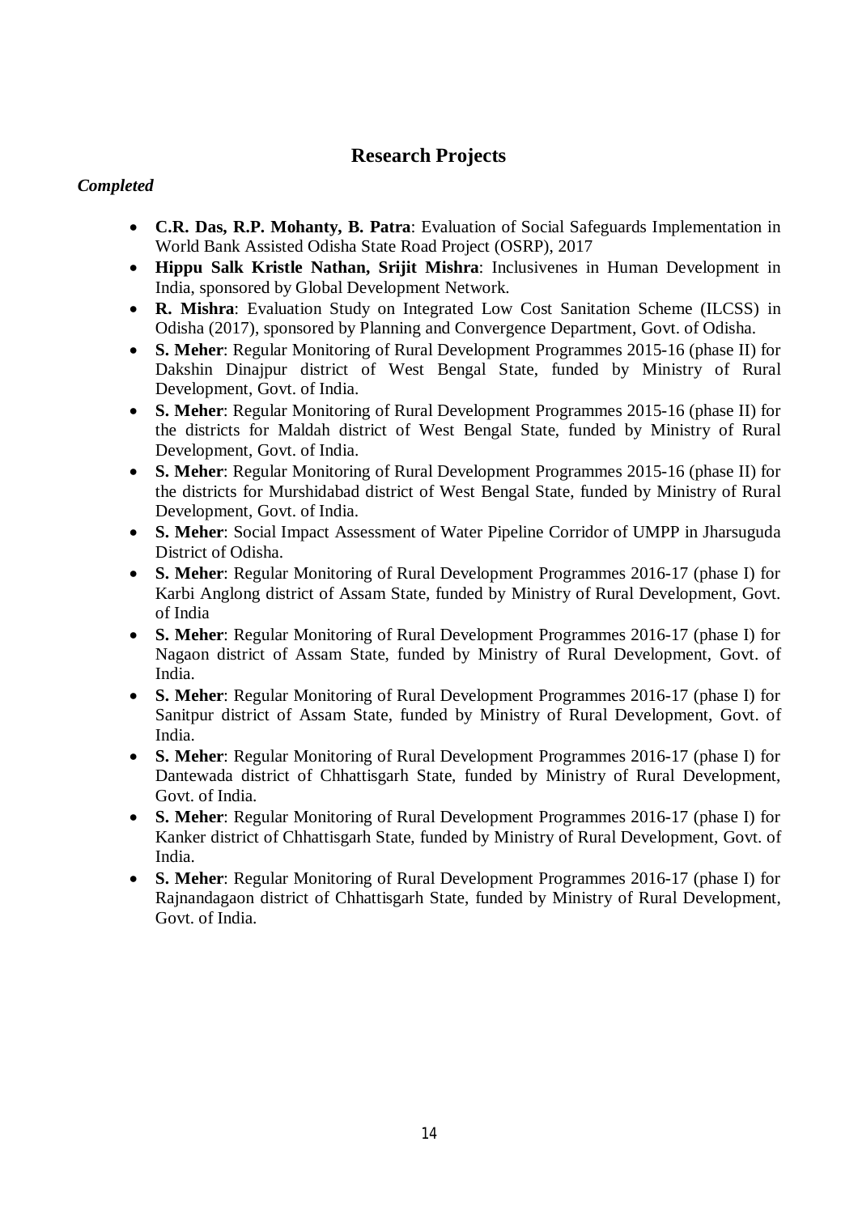## Research Projects

### *Completed*

- **C.R. Das, R.P. Mohanty, B. Patra**: Evaluation of Social Safeguards Implementation in World Bank Assisted Odisha State Road Project (OSRP), 2017
- **Hippu Salk Kristle Nathan, Srijit Mishra**: Inclusivenes in Human Development in India, sponsored by Global Development Network.
- **R. Mishra**: Evaluation Study on Integrated Low Cost Sanitation Scheme (ILCSS) in Odisha (2017), sponsored by Planning and Convergence Department, Govt. of Odisha.
- **S. Meher**: Regular Monitoring of Rural Development Programmes 2015-16 (phase II) for Dakshin Dinajpur district of West Bengal State, funded by Ministry of Rural Development, Govt. of India.
- **S. Meher**: Regular Monitoring of Rural Development Programmes 2015-16 (phase II) for the districts for Maldah district of West Bengal State, funded by Ministry of Rural Development, Govt. of India.
- **S. Meher**: Regular Monitoring of Rural Development Programmes 2015-16 (phase II) for the districts for Murshidabad district of West Bengal State, funded by Ministry of Rural Development, Govt. of India.
- **S. Meher**: Social Impact Assessment of Water Pipeline Corridor of UMPP in Jharsuguda District of Odisha.
- **S. Meher**: Regular Monitoring of Rural Development Programmes 2016-17 (phase I) for Karbi Anglong district of Assam State, funded by Ministry of Rural Development, Govt. of India
- **S. Meher**: Regular Monitoring of Rural Development Programmes 2016-17 (phase I) for Nagaon district of Assam State, funded by Ministry of Rural Development, Govt. of India.
- **S. Meher**: Regular Monitoring of Rural Development Programmes 2016-17 (phase I) for Sanitpur district of Assam State, funded by Ministry of Rural Development, Govt. of India.
- **S. Meher**: Regular Monitoring of Rural Development Programmes 2016-17 (phase I) for Dantewada district of Chhattisgarh State, funded by Ministry of Rural Development, Govt. of India.
- **S. Meher**: Regular Monitoring of Rural Development Programmes 2016-17 (phase I) for Kanker district of Chhattisgarh State, funded by Ministry of Rural Development, Govt. of India.
- **S. Meher**: Regular Monitoring of Rural Development Programmes 2016-17 (phase I) for Rajnandagaon district of Chhattisgarh State, funded by Ministry of Rural Development, Govt. of India.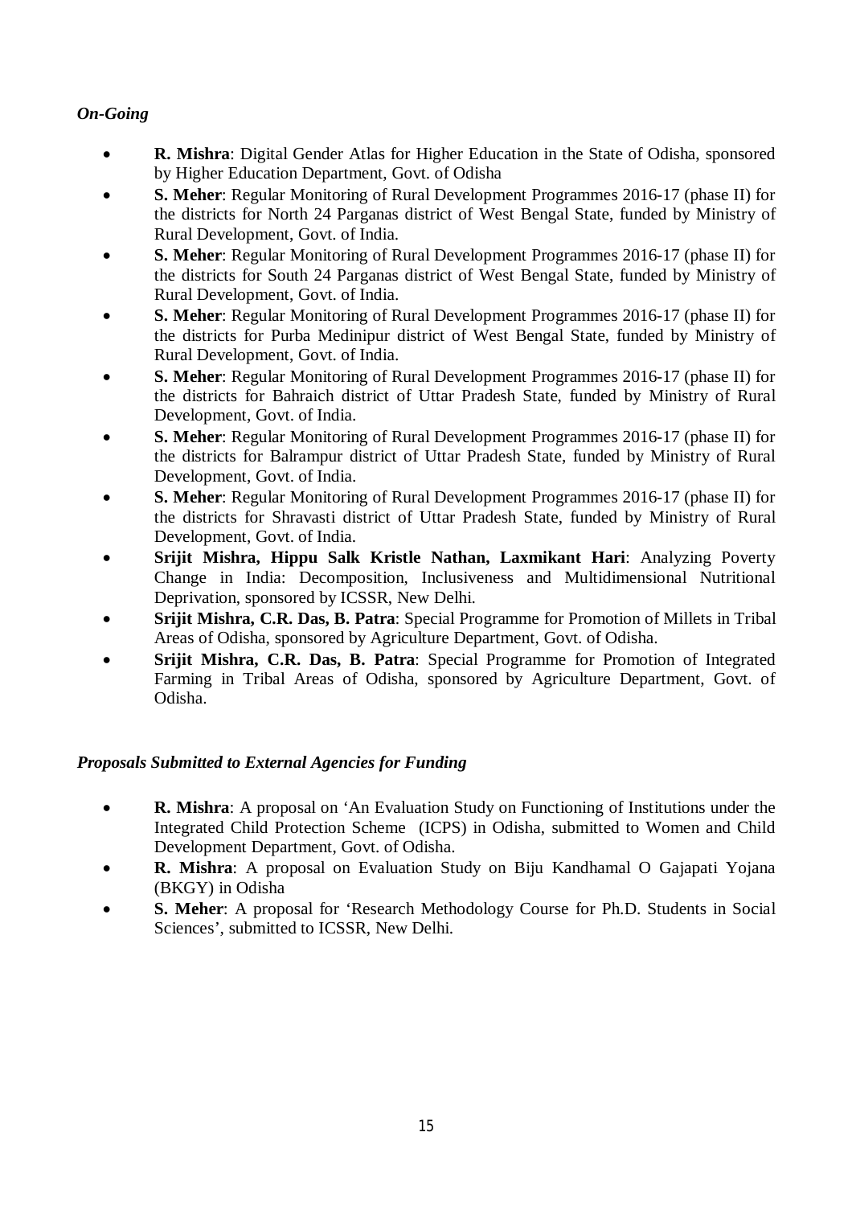*On-Going*

- **R. Mishra**: Digital Gender Atlas for Higher Education in the State of Odisha, sponsored by Higher Education Department, Govt. of Odisha
- **S. Meher**: Regular Monitoring of Rural Development Programmes 2016-17 (phase II) for the districts for North 24 Parganas district of West Bengal State, funded by Ministry of Rural Development, Govt. of India.
- **S. Meher**: Regular Monitoring of Rural Development Programmes 2016-17 (phase II) for the districts for South 24 Parganas district of West Bengal State, funded by Ministry of Rural Development, Govt. of India.
- **S. Meher**: Regular Monitoring of Rural Development Programmes 2016-17 (phase II) for the districts for Purba Medinipur district of West Bengal State, funded by Ministry of Rural Development, Govt. of India.
- **S. Meher**: Regular Monitoring of Rural Development Programmes 2016-17 (phase II) for the districts for Bahraich district of Uttar Pradesh State, funded by Ministry of Rural Development, Govt. of India.
- **S. Meher**: Regular Monitoring of Rural Development Programmes 2016-17 (phase II) for the districts for Balrampur district of Uttar Pradesh State, funded by Ministry of Rural Development, Govt. of India.
- **S. Meher**: Regular Monitoring of Rural Development Programmes 2016-17 (phase II) for the districts for Shravasti district of Uttar Pradesh State, funded by Ministry of Rural Development, Govt. of India.
- **Srijit Mishra, Hippu Salk Kristle Nathan, Laxmikant Hari**: Analyzing Poverty Change in India: Decomposition, Inclusiveness and Multidimensional Nutritional Deprivation, sponsored by ICSSR, New Delhi.
- **Srijit Mishra, C.R. Das, B. Patra**: Special Programme for Promotion of Millets in Tribal Areas of Odisha, sponsored by Agriculture Department, Govt. of Odisha.
- **Srijit Mishra, C.R. Das, B. Patra**: Special Programme for Promotion of Integrated Farming in Tribal Areas of Odisha, sponsored by Agriculture Department, Govt. of Odisha.

*Proposals Submitted to External Agencies for Funding*

- **R. Mishra**: A proposal on 'An Evaluation Study on Functioning of Institutions under the Integrated Child Protection Scheme (ICPS) in Odisha, submitted to Women and Child Development Department, Govt. of Odisha.
- **R. Mishra**: A proposal on Evaluation Study on Biju Kandhamal O Gajapati Yojana (BKGY) in Odisha
- **S. Meher**: A proposal for 'Research Methodology Course for Ph.D. Students in Social Sciences', submitted to ICSSR, New Delhi.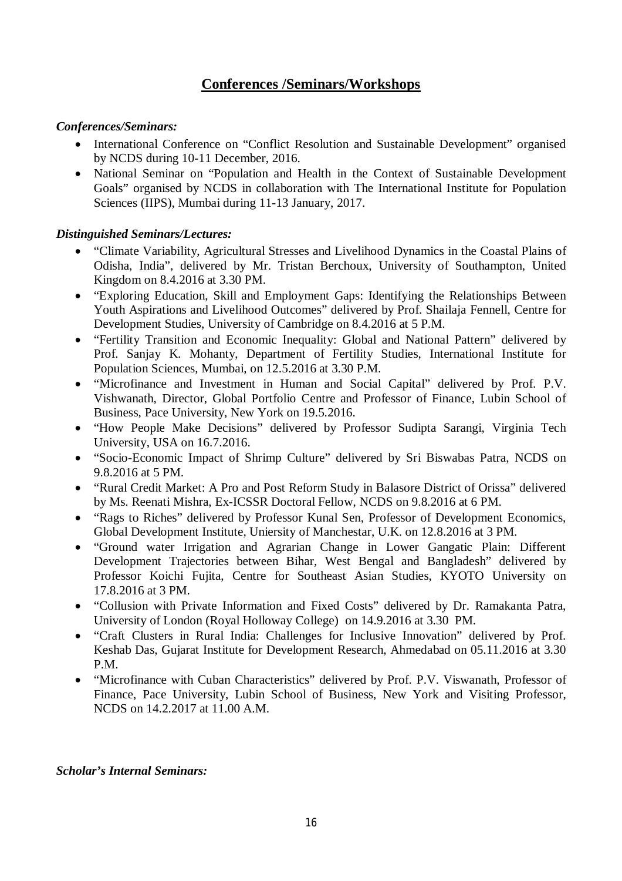## Conferences /Seminars/Workshops

***Conferences/Seminars:***

- International Conference on "Conflict Resolution and Sustainable Development" organised by NCDS during 10-11 December, 2016.
- National Seminar on "Population and Health in the Context of Sustainable Development Goals" organised by NCDS in collaboration with The International Institute for Population Sciences (IIPS), Mumbai during 11-13 January, 2017.

***Distinguished Seminars/Lectures:***

- "Climate Variability, Agricultural Stresses and Livelihood Dynamics in the Coastal Plains of Odisha, India", delivered by Mr. Tristan Berchoux, University of Southampton, United Kingdom on 8.4.2016 at 3.30 PM.
- "Exploring Education, Skill and Employment Gaps: Identifying the Relationships Between Youth Aspirations and Livelihood Outcomes" delivered by Prof. Shailaja Fennell, Centre for Development Studies, University of Cambridge on 8.4.2016 at 5 P.M.
- "Fertility Transition and Economic Inequality: Global and National Pattern" delivered by Prof. Sanjay K. Mohanty, Department of Fertility Studies, International Institute for Population Sciences, Mumbai, on 12.5.2016 at 3.30 P.M.
- "Microfinance and Investment in Human and Social Capital" delivered by Prof. P.V. Vishwanath, Director, Global Portfolio Centre and Professor of Finance, Lubin School of Business, Pace University, New York on 19.5.2016.
- "How People Make Decisions" delivered by Professor Sudipta Sarangi, Virginia Tech University, USA on 16.7.2016.
- "Socio-Economic Impact of Shrimp Culture" delivered by Sri Biswabas Patra, NCDS on 9.8.2016 at 5 PM.
- "Rural Credit Market: A Pro and Post Reform Study in Balasore District of Orissa" delivered by Ms. Reenati Mishra, Ex-ICSSR Doctoral Fellow, NCDS on 9.8.2016 at 6 PM.
- "Rags to Riches" delivered by Professor Kunal Sen, Professor of Development Economics, Global Development Institute, Uniersity of Manchestar, U.K. on 12.8.2016 at 3 PM.
- "Ground water Irrigation and Agrarian Change in Lower Gangatic Plain: Different Development Trajectories between Bihar, West Bengal and Bangladesh" delivered by Professor Koichi Fujita, Centre for Southeast Asian Studies, KYOTO University on 17.8.2016 at 3 PM.
- "Collusion with Private Information and Fixed Costs" delivered by Dr. Ramakanta Patra, University of London (Royal Holloway College) on 14.9.2016 at 3.30 PM.
- "Craft Clusters in Rural India: Challenges for Inclusive Innovation" delivered by Prof. Keshab Das, Gujarat Institute for Development Research, Ahmedabad on 05.11.2016 at 3.30 P.M.
- "Microfinance with Cuban Characteristics" delivered by Prof. P.V. Viswanath, Professor of Finance, Pace University, Lubin School of Business, New York and Visiting Professor, NCDS on 14.2.2017 at 11.00 A.M.

***Scholar's Internal Seminars:***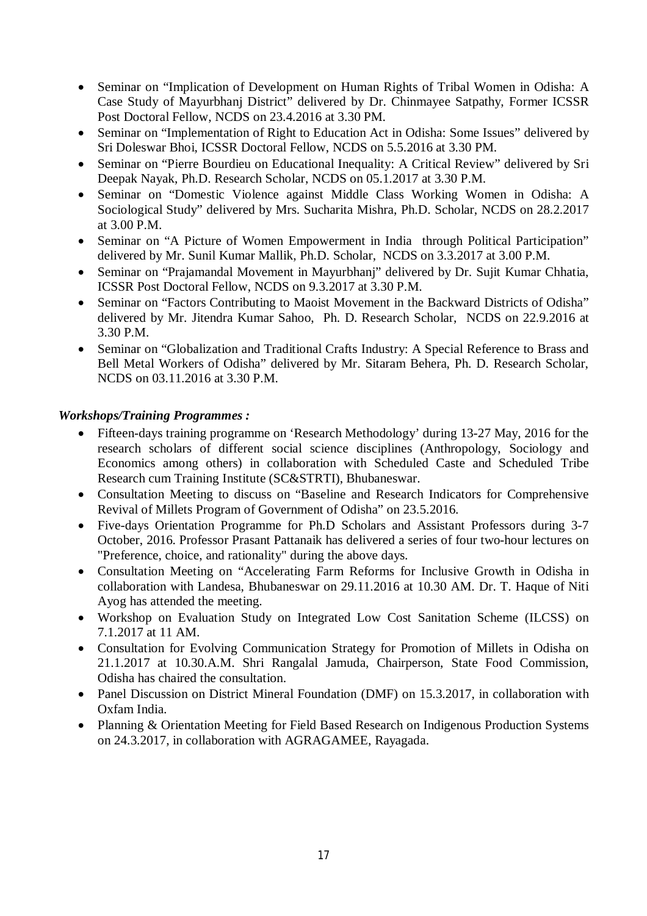- Seminar on "Implication of Development on Human Rights of Tribal Women in Odisha: A Case Study of Mayurbhanj District" delivered by Dr. Chinmayee Satpathy, Former ICSSR Post Doctoral Fellow, NCDS on 23.4.2016 at 3.30 PM.
- Seminar on "Implementation of Right to Education Act in Odisha: Some Issues" delivered by Sri Doleswar Bhoi, ICSSR Doctoral Fellow, NCDS on 5.5.2016 at 3.30 PM.
- Seminar on "Pierre Bourdieu on Educational Inequality: A Critical Review" delivered by Sri Deepak Nayak, Ph.D. Research Scholar, NCDS on 05.1.2017 at 3.30 P.M.
- Seminar on "Domestic Violence against Middle Class Working Women in Odisha: A Sociological Study" delivered by Mrs. Sucharita Mishra, Ph.D. Scholar, NCDS on 28.2.2017 at 3.00 P.M.
- Seminar on "A Picture of Women Empowerment in India through Political Participation" delivered by Mr. Sunil Kumar Mallik, Ph.D. Scholar, NCDS on 3.3.2017 at 3.00 P.M.
- Seminar on "Prajamandal Movement in Mayurbhanj" delivered by Dr. Sujit Kumar Chhatia, ICSSR Post Doctoral Fellow, NCDS on 9.3.2017 at 3.30 P.M.
- Seminar on "Factors Contributing to Maoist Movement in the Backward Districts of Odisha" delivered by Mr. Jitendra Kumar Sahoo, Ph. D. Research Scholar, NCDS on 22.9.2016 at 3.30 P.M.
- Seminar on "Globalization and Traditional Crafts Industry: A Special Reference to Brass and Bell Metal Workers of Odisha" delivered by Mr. Sitaram Behera, Ph. D. Research Scholar, NCDS on 03.11.2016 at 3.30 P.M.

***Workshops/Training Programmes :***

- Fifteen-days training programme on 'Research Methodology' during 13-27 May, 2016 for the research scholars of different social science disciplines (Anthropology, Sociology and Economics among others) in collaboration with Scheduled Caste and Scheduled Tribe Research cum Training Institute (SC&STRTI), Bhubaneswar.
- Consultation Meeting to discuss on "Baseline and Research Indicators for Comprehensive Revival of Millets Program of Government of Odisha" on 23.5.2016.
- Five-days Orientation Programme for Ph.D Scholars and Assistant Professors during 3-7 October, 2016. Professor Prasant Pattanaik has delivered a series of four two-hour lectures on "Preference, choice, and rationality" during the above days.
- Consultation Meeting on "Accelerating Farm Reforms for Inclusive Growth in Odisha in collaboration with Landesa, Bhubaneswar on 29.11.2016 at 10.30 AM. Dr. T. Haque of Niti Ayog has attended the meeting.
- Workshop on Evaluation Study on Integrated Low Cost Sanitation Scheme (ILCSS) on 7.1.2017 at 11 AM.
- Consultation for Evolving Communication Strategy for Promotion of Millets in Odisha on 21.1.2017 at 10.30.A.M. Shri Rangalal Jamuda, Chairperson, State Food Commission, Odisha has chaired the consultation.
- Panel Discussion on District Mineral Foundation (DMF) on 15.3.2017, in collaboration with Oxfam India.
- Planning & Orientation Meeting for Field Based Research on Indigenous Production Systems on 24.3.2017, in collaboration with AGRAGAMEE, Rayagada.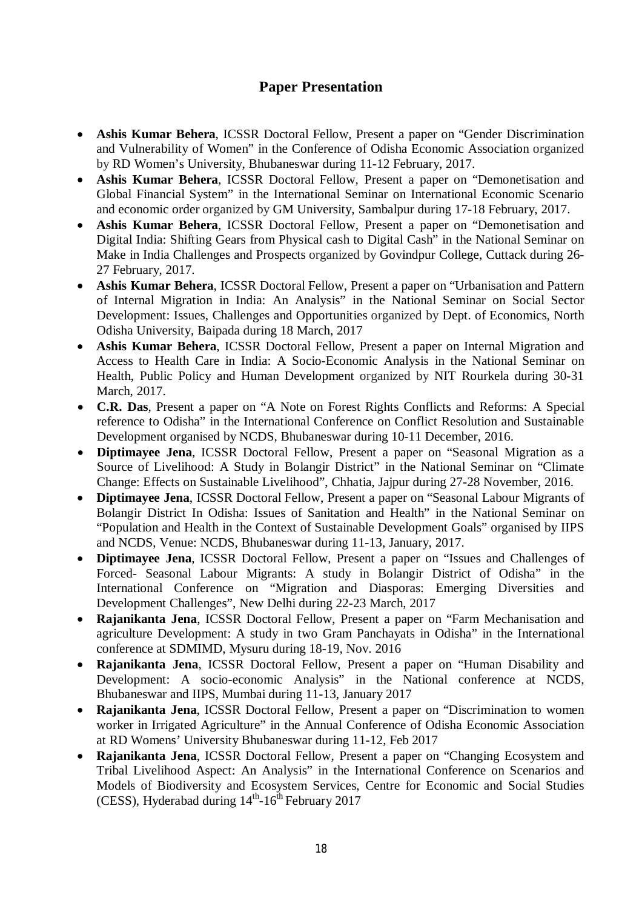## Paper Presentation

- **Ashis Kumar Behera**, ICSSR Doctoral Fellow, Present a paper on "Gender Discrimination and Vulnerability of Women" in the Conference of Odisha Economic Association organized by RD Women's University, Bhubaneswar during 11-12 February, 2017.
- **Ashis Kumar Behera**, ICSSR Doctoral Fellow, Present a paper on "Demonetisation and Global Financial System" in the International Seminar on International Economic Scenario and economic order organized by GM University, Sambalpur during 17-18 February, 2017.
- **Ashis Kumar Behera**, ICSSR Doctoral Fellow, Present a paper on "Demonetisation and Digital India: Shifting Gears from Physical cash to Digital Cash" in the National Seminar on Make in India Challenges and Prospects organized by Govindpur College, Cuttack during 26-27 February, 2017.
- **Ashis Kumar Behera**, ICSSR Doctoral Fellow, Present a paper on "Urbanisation and Pattern of Internal Migration in India: An Analysis" in the National Seminar on Social Sector Development: Issues, Challenges and Opportunities organized by Dept. of Economics, North Odisha University, Baipada during 18 March, 2017
- **Ashis Kumar Behera**, ICSSR Doctoral Fellow, Present a paper on Internal Migration and Access to Health Care in India: A Socio-Economic Analysis in the National Seminar on Health, Public Policy and Human Development organized by NIT Rourkela during 30-31 March, 2017.
- **C.R. Das**, Present a paper on "A Note on Forest Rights Conflicts and Reforms: A Special reference to Odisha" in the International Conference on Conflict Resolution and Sustainable Development organised by NCDS, Bhubaneswar during 10-11 December, 2016.
- **Diptimayee Jena**, ICSSR Doctoral Fellow, Present a paper on "Seasonal Migration as a Source of Livelihood: A Study in Bolangir District" in the National Seminar on "Climate Change: Effects on Sustainable Livelihood", Chhatia, Jajpur during 27-28 November, 2016.
- **Diptimayee Jena**, ICSSR Doctoral Fellow, Present a paper on "Seasonal Labour Migrants of Bolangir District In Odisha: Issues of Sanitation and Health" in the National Seminar on "Population and Health in the Context of Sustainable Development Goals" organised by IIPS and NCDS, Venue: NCDS, Bhubaneswar during 11-13, January, 2017.
- **Diptimayee Jena**, ICSSR Doctoral Fellow, Present a paper on "Issues and Challenges of Forced- Seasonal Labour Migrants: A study in Bolangir District of Odisha" in the International Conference on "Migration and Diasporas: Emerging Diversities and Development Challenges", New Delhi during 22-23 March, 2017
- **Rajanikanta Jena**, ICSSR Doctoral Fellow, Present a paper on "Farm Mechanisation and agriculture Development: A study in two Gram Panchayats in Odisha" in the International conference at SDMIMD, Mysuru during 18-19, Nov. 2016
- **Rajanikanta Jena**, ICSSR Doctoral Fellow, Present a paper on "Human Disability and Development: A socio-economic Analysis" in the National conference at NCDS, Bhubaneswar and IIPS, Mumbai during 11-13, January 2017
- **Rajanikanta Jena**, ICSSR Doctoral Fellow, Present a paper on "Discrimination to women worker in Irrigated Agriculture" in the Annual Conference of Odisha Economic Association at RD Womens' University Bhubaneswar during 11-12, Feb 2017
- **Rajanikanta Jena**, ICSSR Doctoral Fellow, Present a paper on "Changing Ecosystem and Tribal Livelihood Aspect: An Analysis" in the International Conference on Scenarios and Models of Biodiversity and Ecosystem Services, Centre for Economic and Social Studies (CESS), Hyderabad during 14th-16th February 2017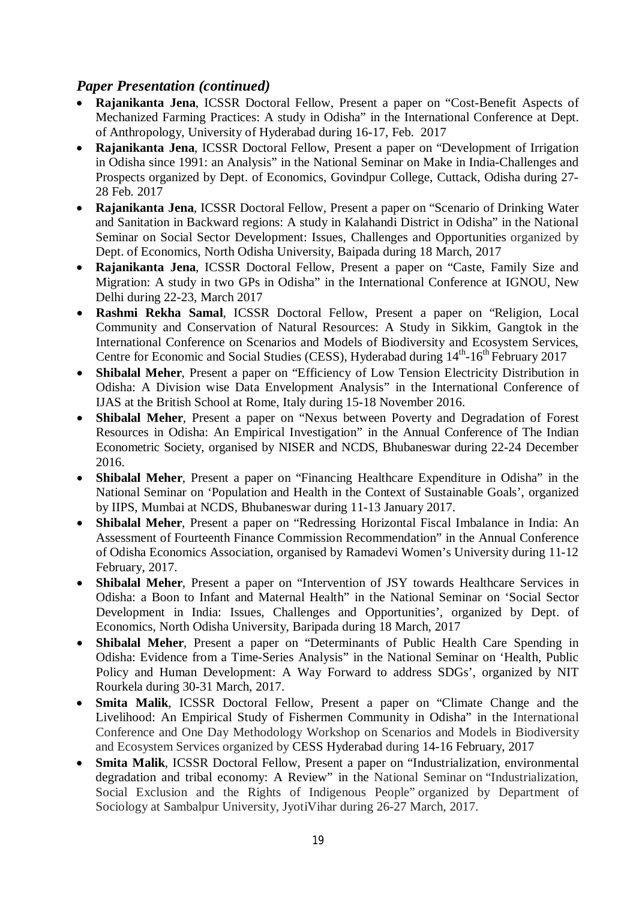### *Paper Presentation (continued)*

- **Rajanikanta Jena**, ICSSR Doctoral Fellow, Present a paper on "Cost-Benefit Aspects of Mechanized Farming Practices: A study in Odisha" in the International Conference at Dept. of Anthropology, University of Hyderabad during 16-17, Feb. 2017
- **Rajanikanta Jena**, ICSSR Doctoral Fellow, Present a paper on "Development of Irrigation in Odisha since 1991: an Analysis" in the National Seminar on Make in India-Challenges and Prospects organized by Dept. of Economics, Govindpur College, Cuttack, Odisha during 27-28 Feb. 2017
- **Rajanikanta Jena**, ICSSR Doctoral Fellow, Present a paper on "Scenario of Drinking Water and Sanitation in Backward regions: A study in Kalahandi District in Odisha" in the National Seminar on Social Sector Development: Issues, Challenges and Opportunities organized by Dept. of Economics, North Odisha University, Baipada during 18 March, 2017
- **Rajanikanta Jena**, ICSSR Doctoral Fellow, Present a paper on "Caste, Family Size and Migration: A study in two GPs in Odisha" in the International Conference at IGNOU, New Delhi during 22-23, March 2017
- **Rashmi Rekha Samal**, ICSSR Doctoral Fellow, Present a paper on "Religion, Local Community and Conservation of Natural Resources: A Study in Sikkim, Gangtok in the International Conference on Scenarios and Models of Biodiversity and Ecosystem Services, Centre for Economic and Social Studies (CESS), Hyderabad during 14th-16th February 2017
- **Shibalal Meher**, Present a paper on "Efficiency of Low Tension Electricity Distribution in Odisha: A Division wise Data Envelopment Analysis" in the International Conference of IJAS at the British School at Rome, Italy during 15-18 November 2016.
- **Shibalal Meher**, Present a paper on "Nexus between Poverty and Degradation of Forest Resources in Odisha: An Empirical Investigation" in the Annual Conference of The Indian Econometric Society, organised by NISER and NCDS, Bhubaneswar during 22-24 December 2016.
- **Shibalal Meher**, Present a paper on "Financing Healthcare Expenditure in Odisha" in the National Seminar on 'Population and Health in the Context of Sustainable Goals', organized by IIPS, Mumbai at NCDS, Bhubaneswar during 11-13 January 2017.
- **Shibalal Meher**, Present a paper on "Redressing Horizontal Fiscal Imbalance in India: An Assessment of Fourteenth Finance Commission Recommendation" in the Annual Conference of Odisha Economics Association, organised by Ramadevi Women's University during 11-12 February, 2017.
- **Shibalal Meher**, Present a paper on "Intervention of JSY towards Healthcare Services in Odisha: a Boon to Infant and Maternal Health" in the National Seminar on 'Social Sector Development in India: Issues, Challenges and Opportunities', organized by Dept. of Economics, North Odisha University, Baripada during 18 March, 2017
- **Shibalal Meher**, Present a paper on "Determinants of Public Health Care Spending in Odisha: Evidence from a Time-Series Analysis" in the National Seminar on 'Health, Public Policy and Human Development: A Way Forward to address SDGs', organized by NIT Rourkela during 30-31 March, 2017.
- **Smita Malik**, ICSSR Doctoral Fellow, Present a paper on "Climate Change and the Livelihood: An Empirical Study of Fishermen Community in Odisha" in the International Conference and One Day Methodology Workshop on Scenarios and Models in Biodiversity and Ecosystem Services organized by CESS Hyderabad during 14-16 February, 2017
- **Smita Malik**, ICSSR Doctoral Fellow, Present a paper on "Industrialization, environmental degradation and tribal economy: A Review" in the National Seminar on "Industrialization, Social Exclusion and the Rights of Indigenous People" organized by Department of Sociology at Sambalpur University, JyotiVihar during 26-27 March, 2017.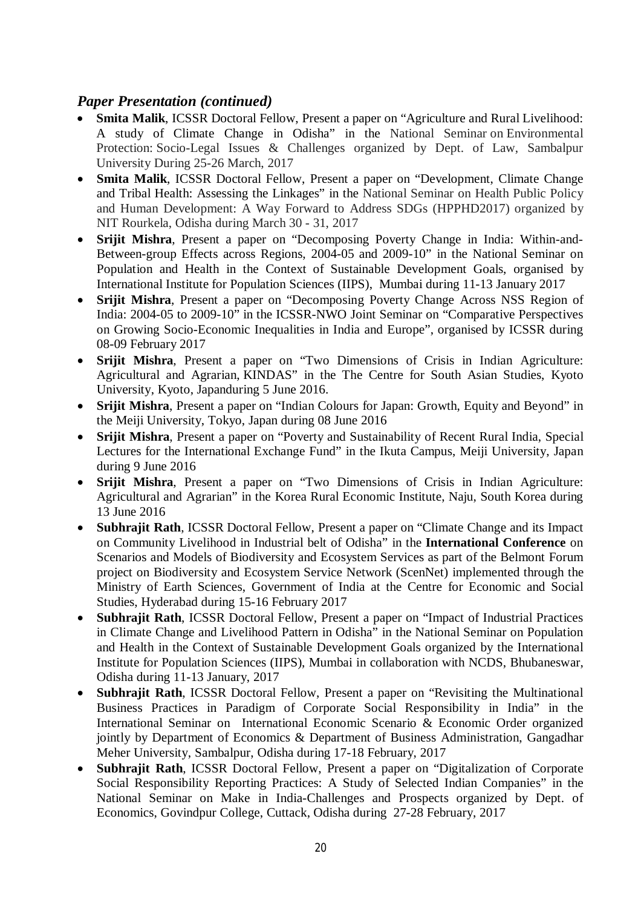### *Paper Presentation (continued)*

- **Smita Malik**, ICSSR Doctoral Fellow, Present a paper on "Agriculture and Rural Livelihood: A study of Climate Change in Odisha" in the National Seminar on Environmental Protection: Socio-Legal Issues & Challenges organized by Dept. of Law, Sambalpur University During 25-26 March, 2017
- **Smita Malik**, ICSSR Doctoral Fellow, Present a paper on "Development, Climate Change and Tribal Health: Assessing the Linkages" in the National Seminar on Health Public Policy and Human Development: A Way Forward to Address SDGs (HPPHD2017) organized by NIT Rourkela, Odisha during March 30 - 31, 2017
- **Srijit Mishra**, Present a paper on "Decomposing Poverty Change in India: Within-and-Between-group Effects across Regions, 2004-05 and 2009-10" in the National Seminar on Population and Health in the Context of Sustainable Development Goals, organised by International Institute for Population Sciences (IIPS), Mumbai during 11-13 January 2017
- **Srijit Mishra**, Present a paper on "Decomposing Poverty Change Across NSS Region of India: 2004-05 to 2009-10" in the ICSSR-NWO Joint Seminar on "Comparative Perspectives on Growing Socio-Economic Inequalities in India and Europe", organised by ICSSR during 08-09 February 2017
- **Srijit Mishra**, Present a paper on "Two Dimensions of Crisis in Indian Agriculture: Agricultural and Agrarian, KINDAS" in the The Centre for South Asian Studies, Kyoto University, Kyoto, Japanduring 5 June 2016.
- **Srijit Mishra**, Present a paper on "Indian Colours for Japan: Growth, Equity and Beyond" in the Meiji University, Tokyo, Japan during 08 June 2016
- **Srijit Mishra**, Present a paper on "Poverty and Sustainability of Recent Rural India, Special Lectures for the International Exchange Fund" in the Ikuta Campus, Meiji University, Japan during 9 June 2016
- **Srijit Mishra**, Present a paper on "Two Dimensions of Crisis in Indian Agriculture: Agricultural and Agrarian" in the Korea Rural Economic Institute, Naju, South Korea during 13 June 2016
- **Subhrajit Rath**, ICSSR Doctoral Fellow, Present a paper on "Climate Change and its Impact on Community Livelihood in Industrial belt of Odisha" in the **International Conference** on Scenarios and Models of Biodiversity and Ecosystem Services as part of the Belmont Forum project on Biodiversity and Ecosystem Service Network (ScenNet) implemented through the Ministry of Earth Sciences, Government of India at the Centre for Economic and Social Studies, Hyderabad during 15-16 February 2017
- **Subhrajit Rath**, ICSSR Doctoral Fellow, Present a paper on "Impact of Industrial Practices in Climate Change and Livelihood Pattern in Odisha" in the National Seminar on Population and Health in the Context of Sustainable Development Goals organized by the International Institute for Population Sciences (IIPS), Mumbai in collaboration with NCDS, Bhubaneswar, Odisha during 11-13 January, 2017
- **Subhrajit Rath**, ICSSR Doctoral Fellow, Present a paper on "Revisiting the Multinational Business Practices in Paradigm of Corporate Social Responsibility in India" in the International Seminar on International Economic Scenario & Economic Order organized jointly by Department of Economics & Department of Business Administration, Gangadhar Meher University, Sambalpur, Odisha during 17-18 February, 2017
- **Subhrajit Rath**, ICSSR Doctoral Fellow, Present a paper on "Digitalization of Corporate Social Responsibility Reporting Practices: A Study of Selected Indian Companies" in the National Seminar on Make in India-Challenges and Prospects organized by Dept. of Economics, Govindpur College, Cuttack, Odisha during 27-28 February, 2017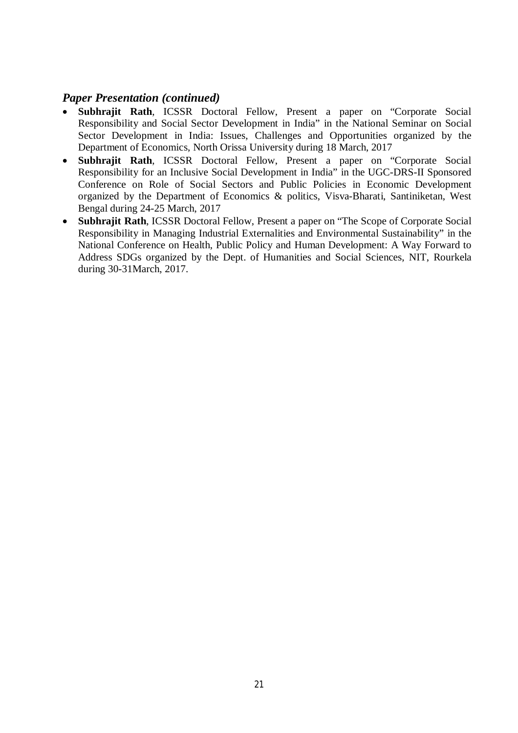### *Paper Presentation (continued)*

- **Subhrajit Rath**, ICSSR Doctoral Fellow, Present a paper on "Corporate Social Responsibility and Social Sector Development in India" in the National Seminar on Social Sector Development in India: Issues, Challenges and Opportunities organized by the Department of Economics, North Orissa University during 18 March, 2017
- **Subhrajit Rath**, ICSSR Doctoral Fellow, Present a paper on "Corporate Social Responsibility for an Inclusive Social Development in India" in the UGC-DRS-II Sponsored Conference on Role of Social Sectors and Public Policies in Economic Development organized by the Department of Economics & politics, Visva-Bharati, Santiniketan, West Bengal during 24-25 March, 2017
- **Subhrajit Rath**, ICSSR Doctoral Fellow, Present a paper on "The Scope of Corporate Social Responsibility in Managing Industrial Externalities and Environmental Sustainability" in the National Conference on Health, Public Policy and Human Development: A Way Forward to Address SDGs organized by the Dept. of Humanities and Social Sciences, NIT, Rourkela during 30-31March, 2017.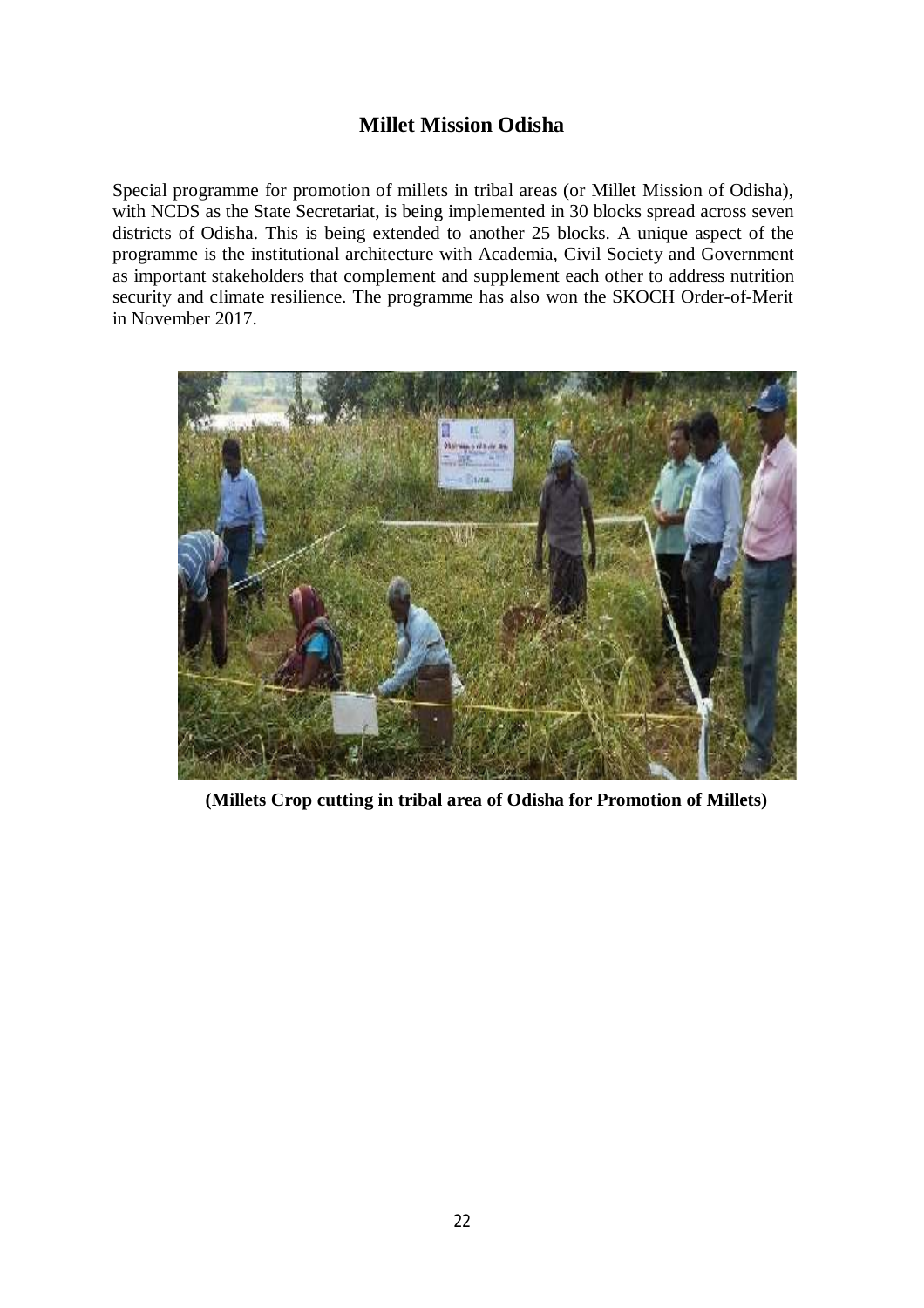## Millet Mission Odisha

Special programme for promotion of millets in tribal areas (or Millet Mission of Odisha), with NCDS as the State Secretariat, is being implemented in 30 blocks spread across seven districts of Odisha. This is being extended to another 25 blocks. A unique aspect of the programme is the institutional architecture with Academia, Civil Society and Government as important stakeholders that complement and supplement each other to address nutrition security and climate resilience. The programme has also won the SKOCH Order-of-Merit in November 2017.

**(Millets Crop cutting in tribal area of Odisha for Promotion of Millets)**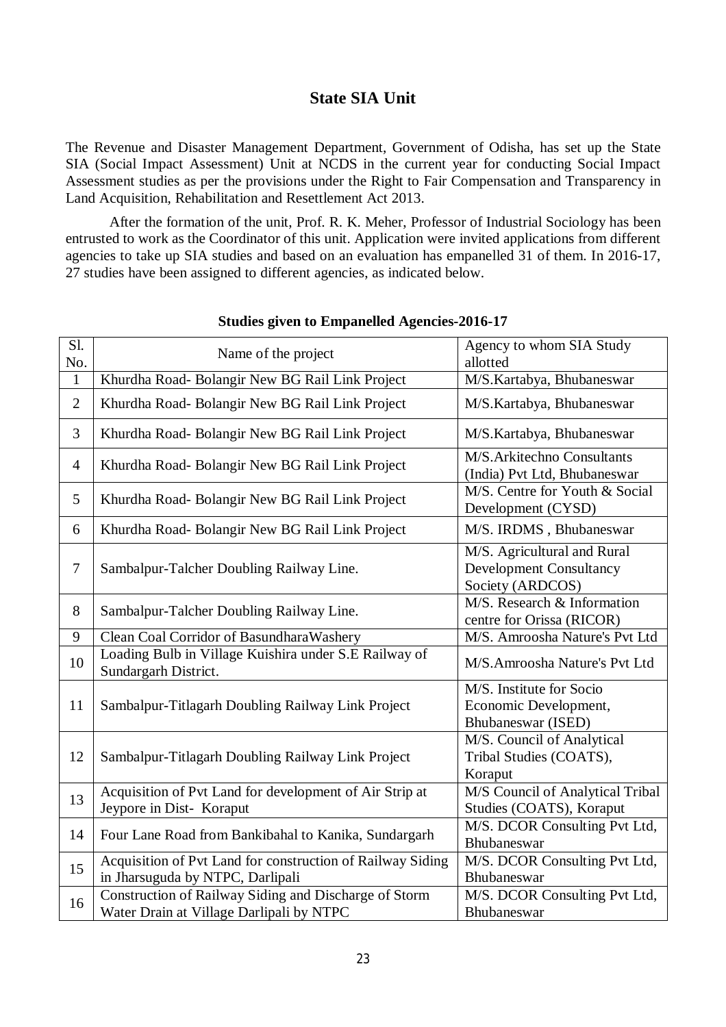## State SIA Unit

The Revenue and Disaster Management Department, Government of Odisha, has set up the State SIA (Social Impact Assessment) Unit at NCDS in the current year for conducting Social Impact Assessment studies as per the provisions under the Right to Fair Compensation and Transparency in Land Acquisition, Rehabilitation and Resettlement Act 2013.

After the formation of the unit, Prof. R. K. Meher, Professor of Industrial Sociology has been entrusted to work as the Coordinator of this unit. Application were invited applications from different agencies to take up SIA studies and based on an evaluation has empanelled 31 of them. In 2016-17, 27 studies have been assigned to different agencies, as indicated below.

**Studies given to Empanelled Agencies-2016-17**

| Sl. No. | Name of the project | Agency to whom SIA Study allotted |
|---|---|---|
| 1 | Khurdha Road- Bolangir New BG Rail Link Project | M/S.Kartabya, Bhubaneswar |
| 2 | Khurdha Road- Bolangir New BG Rail Link Project | M/S.Kartabya, Bhubaneswar |
| 3 | Khurdha Road- Bolangir New BG Rail Link Project | M/S.Kartabya, Bhubaneswar |
| 4 | Khurdha Road- Bolangir New BG Rail Link Project | M/S.Arkitechno Consultants (India) Pvt Ltd, Bhubaneswar |
| 5 | Khurdha Road- Bolangir New BG Rail Link Project | M/S. Centre for Youth & Social Development (CYSD) |
| 6 | Khurdha Road- Bolangir New BG Rail Link Project | M/S. IRDMS , Bhubaneswar |
| 7 | Sambalpur-Talcher Doubling Railway Line. | M/S. Agricultural and Rural Development Consultancy Society (ARDCOS) |
| 8 | Sambalpur-Talcher Doubling Railway Line. | M/S. Research & Information centre for Orissa (RICOR) |
| 9 | Clean Coal Corridor of BasundharaWashery | M/S. Amroosha Nature's Pvt Ltd |
| 10 | Loading Bulb in Village Kuishira under S.E Railway of Sundargarh District. | M/S.Amroosha Nature's Pvt Ltd |
| 11 | Sambalpur-Titlagarh Doubling Railway Link Project | M/S. Institute for Socio Economic Development, Bhubaneswar (ISED) |
| 12 | Sambalpur-Titlagarh Doubling Railway Link Project | M/S. Council of Analytical Tribal Studies (COATS), Koraput |
| 13 | Acquisition of Pvt Land for development of Air Strip at Jeypore in Dist- Koraput | M/S Council of Analytical Tribal Studies (COATS), Koraput |
| 14 | Four Lane Road from Bankibahal to Kanika, Sundargarh | M/S. DCOR Consulting Pvt Ltd, Bhubaneswar |
| 15 | Acquisition of Pvt Land for construction of Railway Siding in Jharsuguda by NTPC, Darlipali | M/S. DCOR Consulting Pvt Ltd, Bhubaneswar |
| 16 | Construction of Railway Siding and Discharge of Storm Water Drain at Village Darlipali by NTPC | M/S. DCOR Consulting Pvt Ltd, Bhubaneswar |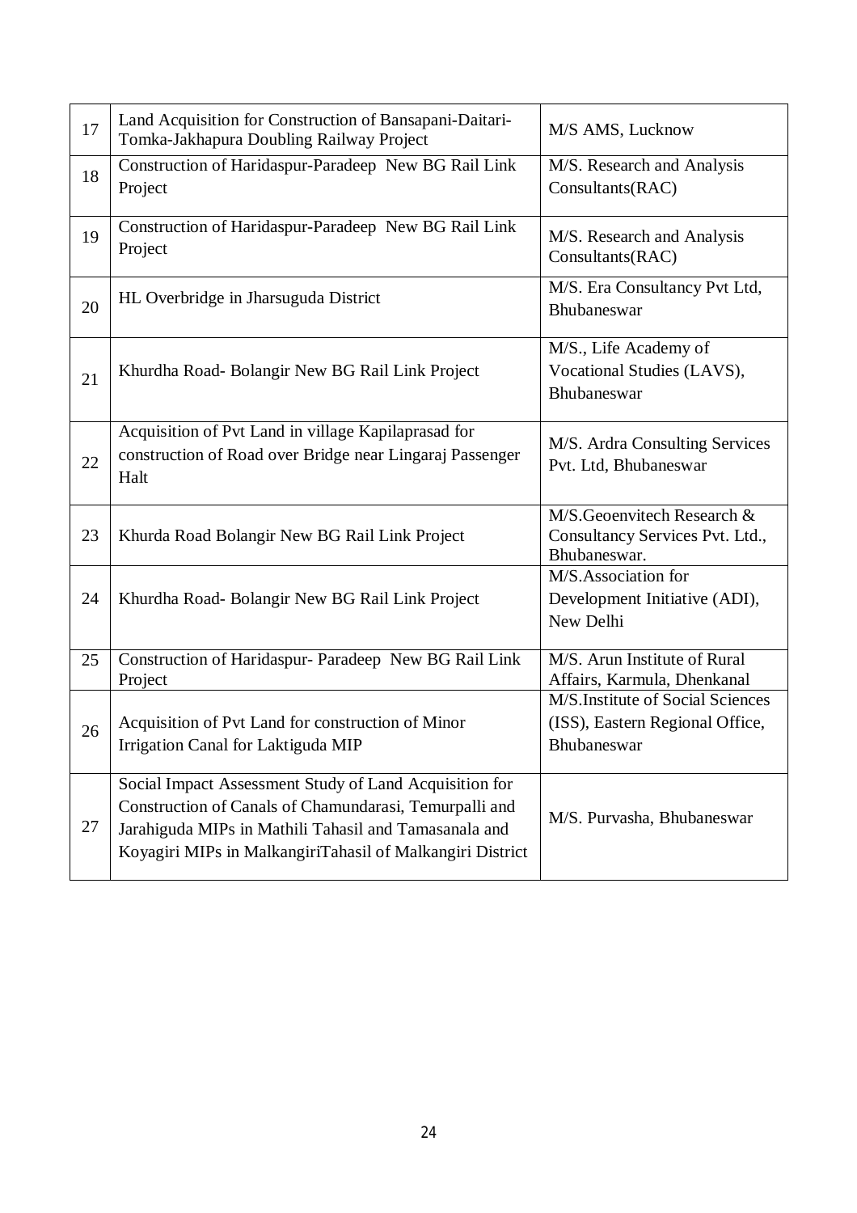| | | |
|---|---|---|
| 17 | Land Acquisition for Construction of Bansapani-Daitari-Tomka-Jakhapura Doubling Railway Project | M/S AMS, Lucknow |
| 18 | Construction of Haridaspur-Paradeep New BG Rail Link Project | M/S. Research and Analysis Consultants(RAC) |
| 19 | Construction of Haridaspur-Paradeep New BG Rail Link Project | M/S. Research and Analysis Consultants(RAC) |
| 20 | HL Overbridge in Jharsuguda District | M/S. Era Consultancy Pvt Ltd, Bhubaneswar |
| 21 | Khurdha Road- Bolangir New BG Rail Link Project | M/S., Life Academy of Vocational Studies (LAVS), Bhubaneswar |
| 22 | Acquisition of Pvt Land in village Kapilaprasad for construction of Road over Bridge near Lingaraj Passenger Halt | M/S. Ardra Consulting Services Pvt. Ltd, Bhubaneswar |
| 23 | Khurda Road Bolangir New BG Rail Link Project | M/S.Geoenvitech Research & Consultancy Services Pvt. Ltd., Bhubaneswar. |
| 24 | Khurdha Road- Bolangir New BG Rail Link Project | M/S.Association for Development Initiative (ADI), New Delhi |
| 25 | Construction of Haridaspur- Paradeep New BG Rail Link Project | M/S. Arun Institute of Rural Affairs, Karmula, Dhenkanal |
| 26 | Acquisition of Pvt Land for construction of Minor Irrigation Canal for Laktiguda MIP | M/S.Institute of Social Sciences (ISS), Eastern Regional Office, Bhubaneswar |
| 27 | Social Impact Assessment Study of Land Acquisition for Construction of Canals of Chamundarasi, Temurpalli and Jarahiguda MIPs in Mathili Tahasil and Tamasanala and Koyagiri MIPs in MalkangiriTahasil of Malkangiri District | M/S. Purvasha, Bhubaneswar |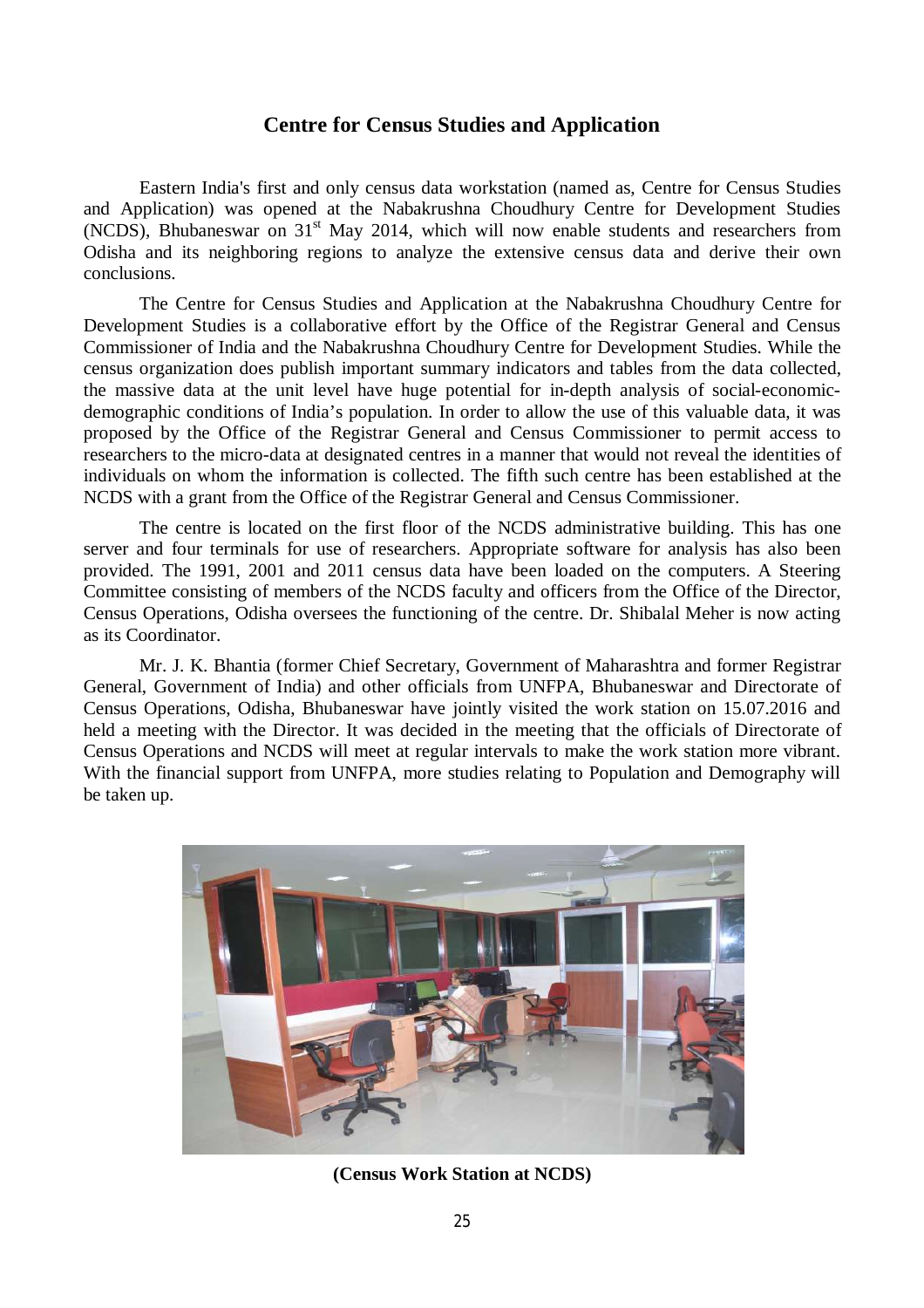## Centre for Census Studies and Application

Eastern India's first and only census data workstation (named as, Centre for Census Studies and Application) was opened at the Nabakrushna Choudhury Centre for Development Studies (NCDS), Bhubaneswar on 31st May 2014, which will now enable students and researchers from Odisha and its neighboring regions to analyze the extensive census data and derive their own conclusions.

The Centre for Census Studies and Application at the Nabakrushna Choudhury Centre for Development Studies is a collaborative effort by the Office of the Registrar General and Census Commissioner of India and the Nabakrushna Choudhury Centre for Development Studies. While the census organization does publish important summary indicators and tables from the data collected, the massive data at the unit level have huge potential for in-depth analysis of social-economic-demographic conditions of India's population. In order to allow the use of this valuable data, it was proposed by the Office of the Registrar General and Census Commissioner to permit access to researchers to the micro-data at designated centres in a manner that would not reveal the identities of individuals on whom the information is collected. The fifth such centre has been established at the NCDS with a grant from the Office of the Registrar General and Census Commissioner.

The centre is located on the first floor of the NCDS administrative building. This has one server and four terminals for use of researchers. Appropriate software for analysis has also been provided. The 1991, 2001 and 2011 census data have been loaded on the computers. A Steering Committee consisting of members of the NCDS faculty and officers from the Office of the Director, Census Operations, Odisha oversees the functioning of the centre. Dr. Shibalal Meher is now acting as its Coordinator.

Mr. J. K. Bhantia (former Chief Secretary, Government of Maharashtra and former Registrar General, Government of India) and other officials from UNFPA, Bhubaneswar and Directorate of Census Operations, Odisha, Bhubaneswar have jointly visited the work station on 15.07.2016 and held a meeting with the Director. It was decided in the meeting that the officials of Directorate of Census Operations and NCDS will meet at regular intervals to make the work station more vibrant. With the financial support from UNFPA, more studies relating to Population and Demography will be taken up.

**(Census Work Station at NCDS)**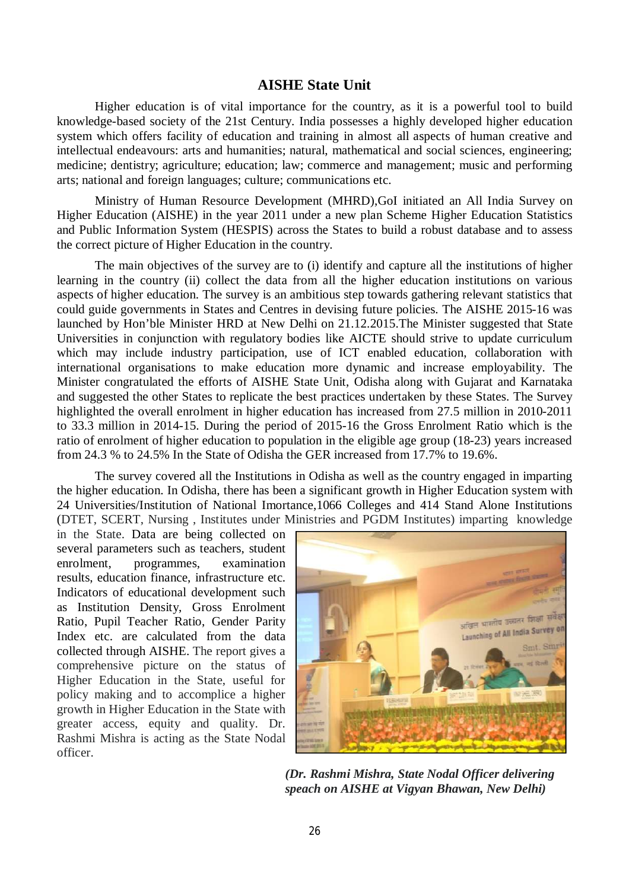## AISHE State Unit

Higher education is of vital importance for the country, as it is a powerful tool to build knowledge-based society of the 21st Century. India possesses a highly developed higher education system which offers facility of education and training in almost all aspects of human creative and intellectual endeavours: arts and humanities; natural, mathematical and social sciences, engineering; medicine; dentistry; agriculture; education; law; commerce and management; music and performing arts; national and foreign languages; culture; communications etc.

Ministry of Human Resource Development (MHRD),GoI initiated an All India Survey on Higher Education (AISHE) in the year 2011 under a new plan Scheme Higher Education Statistics and Public Information System (HESPIS) across the States to build a robust database and to assess the correct picture of Higher Education in the country.

The main objectives of the survey are to (i) identify and capture all the institutions of higher learning in the country (ii) collect the data from all the higher education institutions on various aspects of higher education. The survey is an ambitious step towards gathering relevant statistics that could guide governments in States and Centres in devising future policies. The AISHE 2015-16 was launched by Hon'ble Minister HRD at New Delhi on 21.12.2015.The Minister suggested that State Universities in conjunction with regulatory bodies like AICTE should strive to update curriculum which may include industry participation, use of ICT enabled education, collaboration with international organisations to make education more dynamic and increase employability. The Minister congratulated the efforts of AISHE State Unit, Odisha along with Gujarat and Karnataka and suggested the other States to replicate the best practices undertaken by these States. The Survey highlighted the overall enrolment in higher education has increased from 27.5 million in 2010-2011 to 33.3 million in 2014-15. During the period of 2015-16 the Gross Enrolment Ratio which is the ratio of enrolment of higher education to population in the eligible age group (18-23) years increased from 24.3 % to 24.5% In the State of Odisha the GER increased from 17.7% to 19.6%.

The survey covered all the Institutions in Odisha as well as the country engaged in imparting the higher education. In Odisha, there has been a significant growth in Higher Education system with 24 Universities/Institution of National Imortance,1066 Colleges and 414 Stand Alone Institutions (DTET, SCERT, Nursing , Institutes under Ministries and PGDM Institutes) imparting knowledge in the State. Data are being collected on several parameters such as teachers, student enrolment, programmes, examination results, education finance, infrastructure etc. Indicators of educational development such as Institution Density, Gross Enrolment Ratio, Pupil Teacher Ratio, Gender Parity Index etc. are calculated from the data collected through AISHE. The report gives a comprehensive picture on the status of Higher Education in the State, useful for policy making and to accomplice a higher growth in Higher Education in the State with greater access, equity and quality. Dr. Rashmi Mishra is acting as the State Nodal officer.

*(Dr. Rashmi Mishra, State Nodal Officer delivering speach on AISHE at Vigyan Bhawan, New Delhi)*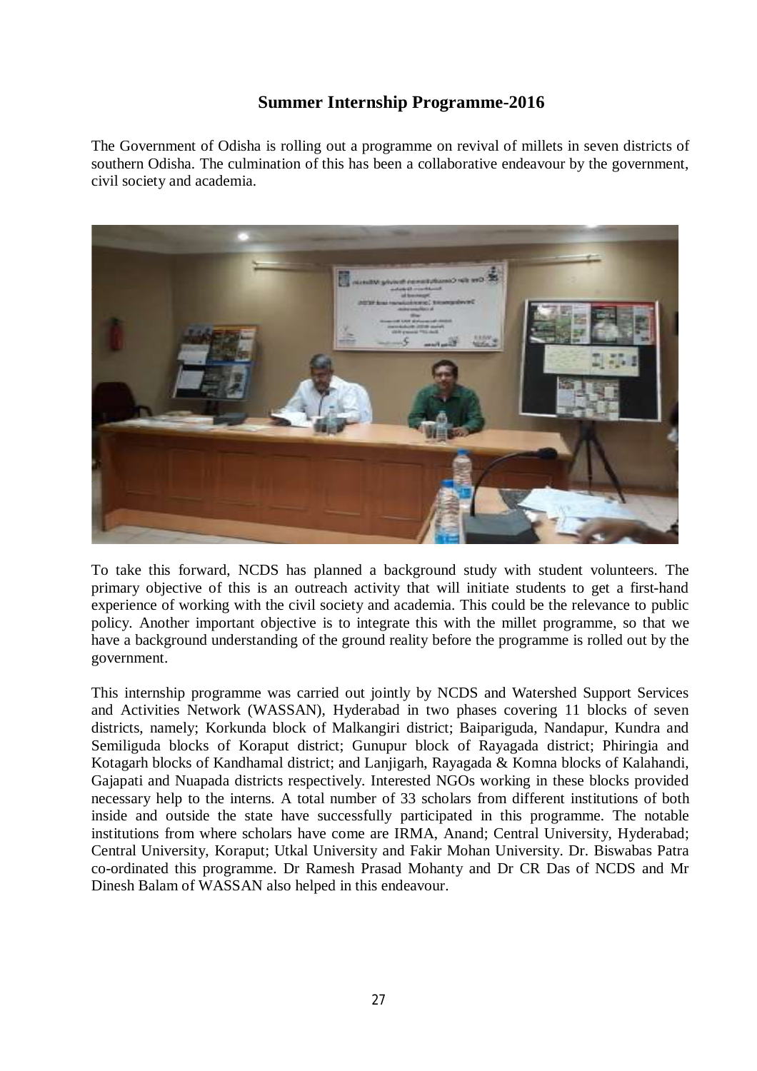## Summer Internship Programme-2016

The Government of Odisha is rolling out a programme on revival of millets in seven districts of southern Odisha. The culmination of this has been a collaborative endeavour by the government, civil society and academia.

To take this forward, NCDS has planned a background study with student volunteers. The primary objective of this is an outreach activity that will initiate students to get a first-hand experience of working with the civil society and academia. This could be the relevance to public policy. Another important objective is to integrate this with the millet programme, so that we have a background understanding of the ground reality before the programme is rolled out by the government.

This internship programme was carried out jointly by NCDS and Watershed Support Services and Activities Network (WASSAN), Hyderabad in two phases covering 11 blocks of seven districts, namely; Korkunda block of Malkangiri district; Baipariguda, Nandapur, Kundra and Semiliguda blocks of Koraput district; Gunupur block of Rayagada district; Phiringia and Kotagarh blocks of Kandhamal district; and Lanjigarh, Rayagada & Komna blocks of Kalahandi, Gajapati and Nuapada districts respectively. Interested NGOs working in these blocks provided necessary help to the interns. A total number of 33 scholars from different institutions of both inside and outside the state have successfully participated in this programme. The notable institutions from where scholars have come are IRMA, Anand; Central University, Hyderabad; Central University, Koraput; Utkal University and Fakir Mohan University. Dr. Biswabas Patra co-ordinated this programme. Dr Ramesh Prasad Mohanty and Dr CR Das of NCDS and Mr Dinesh Balam of WASSAN also helped in this endeavour.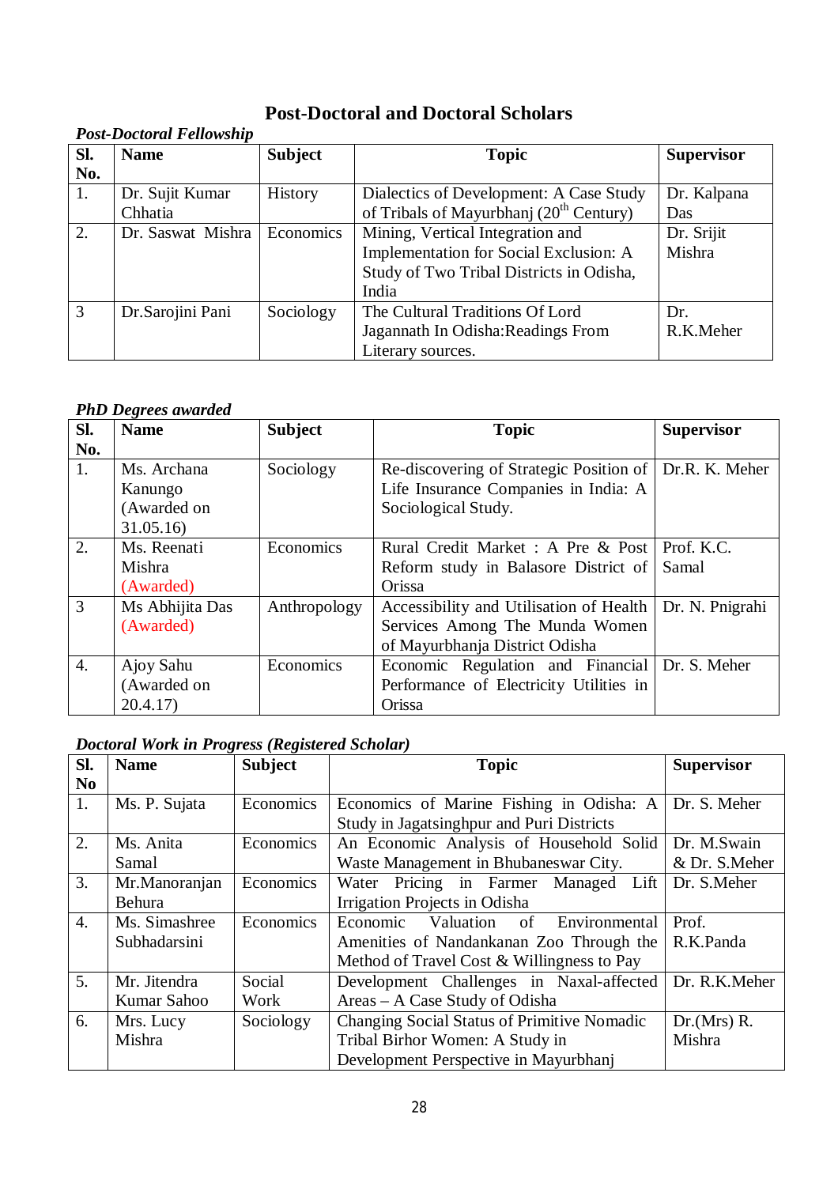## Post-Doctoral and Doctoral Scholars

***Post-Doctoral Fellowship***

| Sl. No. | Name | Subject | Topic | Supervisor |
|---|---|---|---|---|
| 1. | Dr. Sujit Kumar Chhatia | History | Dialectics of Development: A Case Study of Tribals of Mayurbhanj (20th Century) | Dr. Kalpana Das |
| 2. | Dr. Saswat Mishra | Economics | Mining, Vertical Integration and Implementation for Social Exclusion: A Study of Two Tribal Districts in Odisha, India | Dr. Srijit Mishra |
| 3 | Dr.Sarojini Pani | Sociology | The Cultural Traditions Of Lord Jagannath In Odisha:Readings From Literary sources. | Dr. R.K.Meher |

***PhD Degrees awarded***

| Sl. No. | Name | Subject | Topic | Supervisor |
|---|---|---|---|---|
| 1. | Ms. Archana Kanungo (Awarded on 31.05.16) | Sociology | Re-discovering of Strategic Position of Life Insurance Companies in India: A Sociological Study. | Dr.R. K. Meher |
| 2. | Ms. Reenati Mishra (Awarded) | Economics | Rural Credit Market : A Pre & Post Reform study in Balasore District of Orissa | Prof. K.C. Samal |
| 3 | Ms Abhijita Das (Awarded) | Anthropology | Accessibility and Utilisation of Health Services Among The Munda Women of Mayurbhanja District Odisha | Dr. N. Pnigrahi |
| 4. | Ajoy Sahu (Awarded on 20.4.17) | Economics | Economic Regulation and Financial Performance of Electricity Utilities in Orissa | Dr. S. Meher |

***Doctoral Work in Progress (Registered Scholar)***

| Sl. No | Name | Subject | Topic | Supervisor |
|---|---|---|---|---|
| 1. | Ms. P. Sujata | Economics | Economics of Marine Fishing in Odisha: A Study in Jagatsinghpur and Puri Districts | Dr. S. Meher |
| 2. | Ms. Anita Samal | Economics | An Economic Analysis of Household Solid Waste Management in Bhubaneswar City. | Dr. M.Swain & Dr. S.Meher |
| 3. | Mr.Manoranjan Behura | Economics | Water Pricing in Farmer Managed Lift Irrigation Projects in Odisha | Dr. S.Meher |
| 4. | Ms. Simashree Subhadarsini | Economics | Economic Valuation of Environmental Amenities of Nandankanan Zoo Through the Method of Travel Cost & Willingness to Pay | Prof. R.K.Panda |
| 5. | Mr. Jitendra Kumar Sahoo | Social Work | Development Challenges in Naxal-affected Areas – A Case Study of Odisha | Dr. R.K.Meher |
| 6. | Mrs. Lucy Mishra | Sociology | Changing Social Status of Primitive Nomadic Tribal Birhor Women: A Study in Development Perspective in Mayurbhanj | Dr.(Mrs) R. Mishra |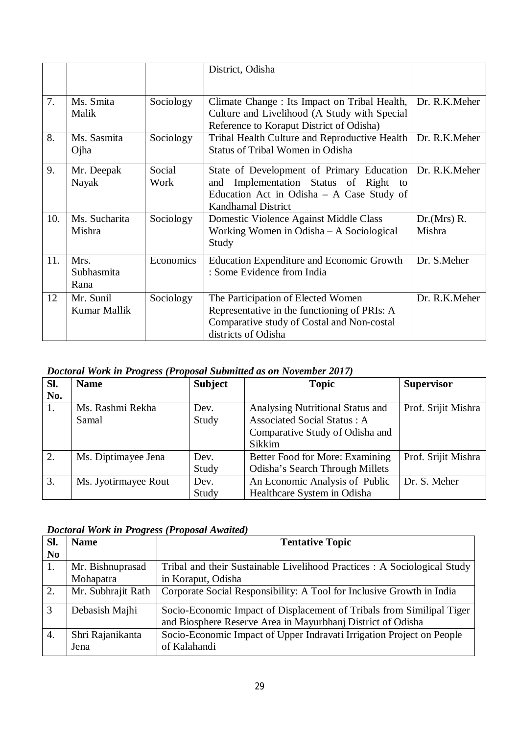|  |  |  | District, Odisha |  |
|---|---|---|---|---|
| 7. | Ms. Smita Malik | Sociology | Climate Change : Its Impact on Tribal Health, Culture and Livelihood (A Study with Special Reference to Koraput District of Odisha) | Dr. R.K.Meher |
| 8. | Ms. Sasmita Ojha | Sociology | Tribal Health Culture and Reproductive Health Status of Tribal Women in Odisha | Dr. R.K.Meher |
| 9. | Mr. Deepak Nayak | Social Work | State of Development of Primary Education and Implementation Status of Right to Education Act in Odisha – A Case Study of Kandhamal District | Dr. R.K.Meher |
| 10. | Ms. Sucharita Mishra | Sociology | Domestic Violence Against Middle Class Working Women in Odisha – A Sociological Study | Dr.(Mrs) R. Mishra |
| 11. | Mrs. Subhasmita Rana | Economics | Education Expenditure and Economic Growth : Some Evidence from India | Dr. S.Meher |
| 12 | Mr. Sunil Kumar Mallik | Sociology | The Participation of Elected Women Representative in the functioning of PRIs: A Comparative study of Costal and Non-costal districts of Odisha | Dr. R.K.Meher |

***Doctoral Work in Progress (Proposal Submitted as on November 2017)***

| Sl. No. | Name | Subject | Topic | Supervisor |
|---|---|---|---|---|
| 1. | Ms. Rashmi Rekha Samal | Dev. Study | Analysing Nutritional Status and Associated Social Status : A Comparative Study of Odisha and Sikkim | Prof. Srijit Mishra |
| 2. | Ms. Diptimayee Jena | Dev. Study | Better Food for More: Examining Odisha's Search Through Millets | Prof. Srijit Mishra |
| 3. | Ms. Jyotirmayee Rout | Dev. Study | An Economic Analysis of Public Healthcare System in Odisha | Dr. S. Meher |

***Doctoral Work in Progress (Proposal Awaited)***

| Sl. No | Name | Tentative Topic |
|---|---|---|
| 1. | Mr. Bishnuprasad Mohapatra | Tribal and their Sustainable Livelihood Practices : A Sociological Study in Koraput, Odisha |
| 2. | Mr. Subhrajit Rath | Corporate Social Responsibility: A Tool for Inclusive Growth in India |
| 3 | Debasish Majhi | Socio-Economic Impact of Displacement of Tribals from Similipal Tiger and Biosphere Reserve Area in Mayurbhanj District of Odisha |
| 4. | Shri Rajanikanta Jena | Socio-Economic Impact of Upper Indravati Irrigation Project on People of Kalahandi |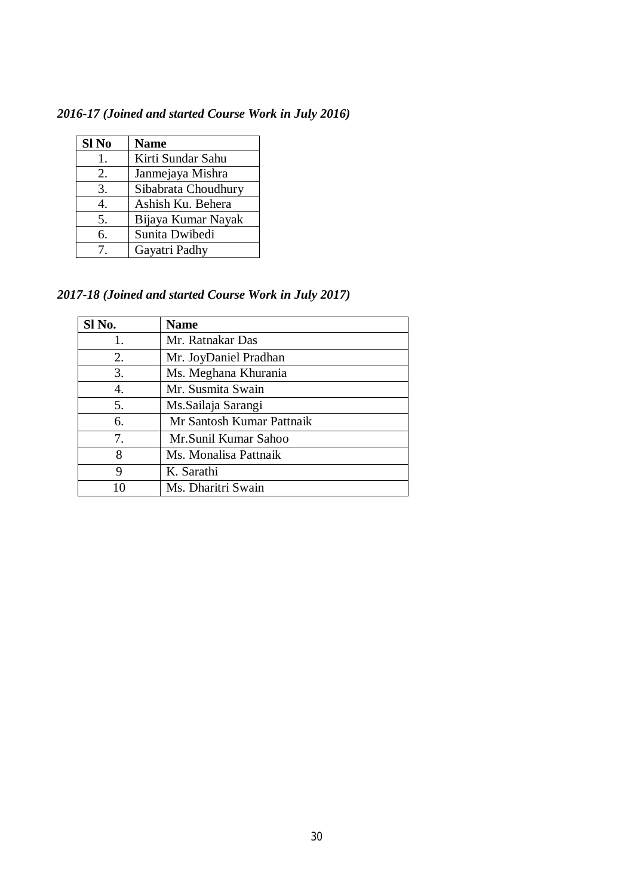***2016-17 (Joined and started Course Work in July 2016)***

| Sl No | Name |
|---|---|
| 1. | Kirti Sundar Sahu |
| 2. | Janmejaya Mishra |
| 3. | Sibabrata Choudhury |
| 4. | Ashish Ku. Behera |
| 5. | Bijaya Kumar Nayak |
| 6. | Sunita Dwibedi |
| 7. | Gayatri Padhy |

***2017-18 (Joined and started Course Work in July 2017)***

| Sl No. | Name |
|---|---|
| 1. | Mr. Ratnakar Das |
| 2. | Mr. JoyDaniel Pradhan |
| 3. | Ms. Meghana Khurania |
| 4. | Mr. Susmita Swain |
| 5. | Ms.Sailaja Sarangi |
| 6. | Mr Santosh Kumar Pattnaik |
| 7. | Mr.Sunil Kumar Sahoo |
| 8 | Ms. Monalisa Pattnaik |
| 9 | K. Sarathi |
| 10 | Ms. Dharitri Swain |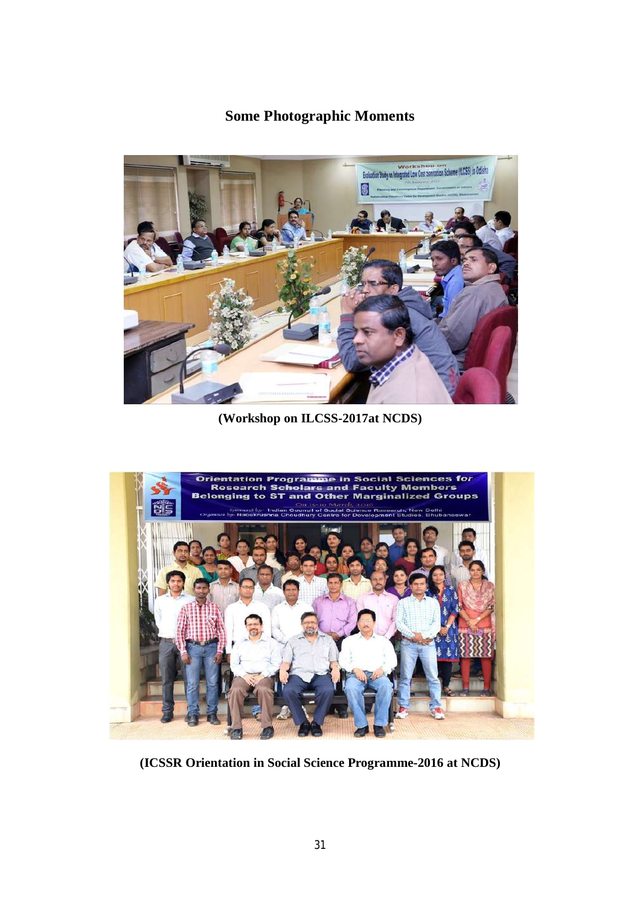## Some Photographic Moments

(Workshop on ILCSS-2017at NCDS)

(ICSSR Orientation in Social Science Programme-2016 at NCDS)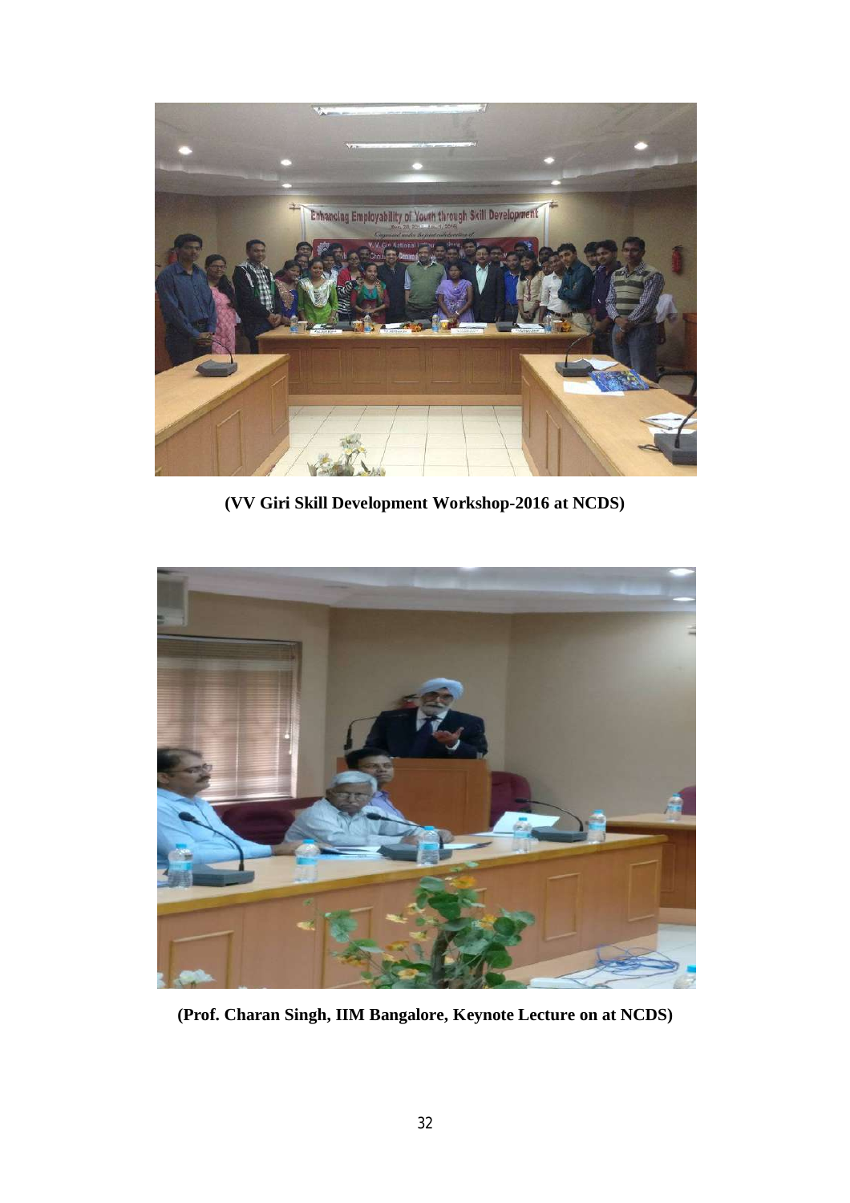**(VV Giri Skill Development Workshop-2016 at NCDS)**

**(Prof. Charan Singh, IIM Bangalore, Keynote Lecture on at NCDS)**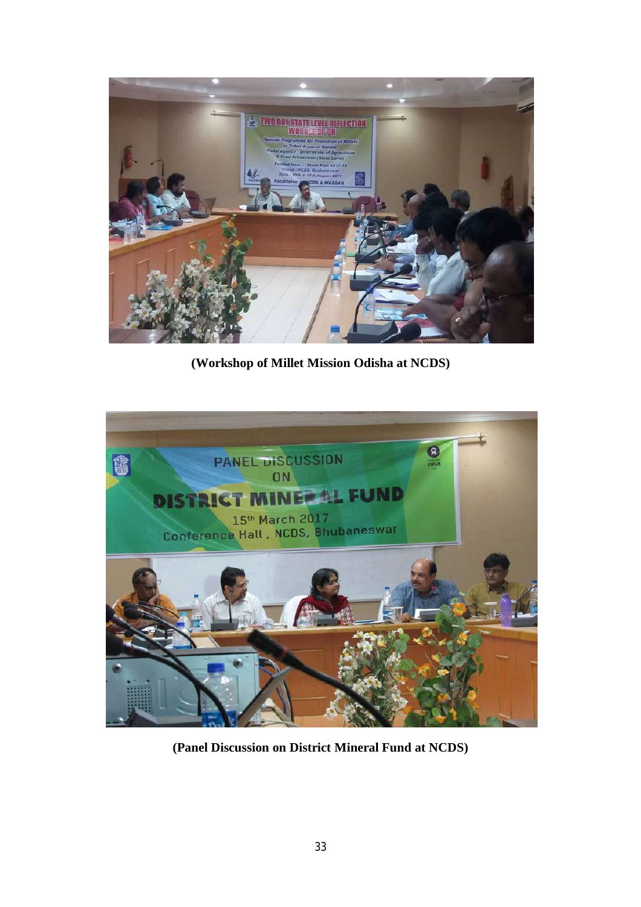**(Workshop of Millet Mission Odisha at NCDS)**

**(Panel Discussion on District Mineral Fund at NCDS)**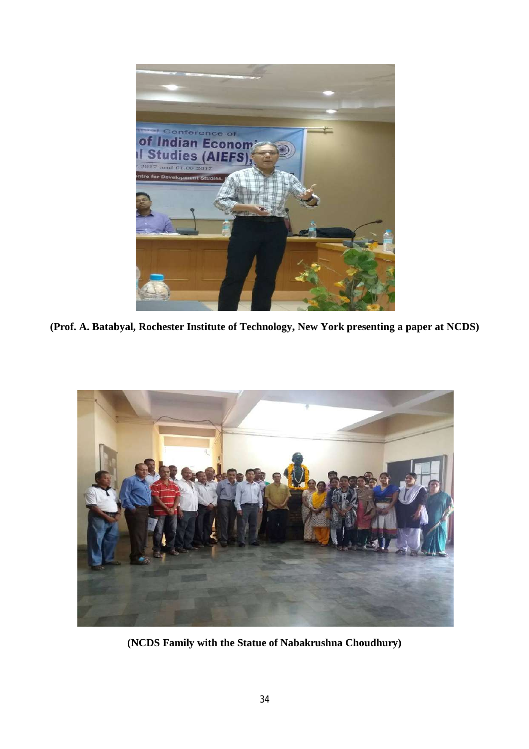(Prof. A. Batabyal, Rochester Institute of Technology, New York presenting a paper at NCDS)

(NCDS Family with the Statue of Nabakrushna Choudhury)